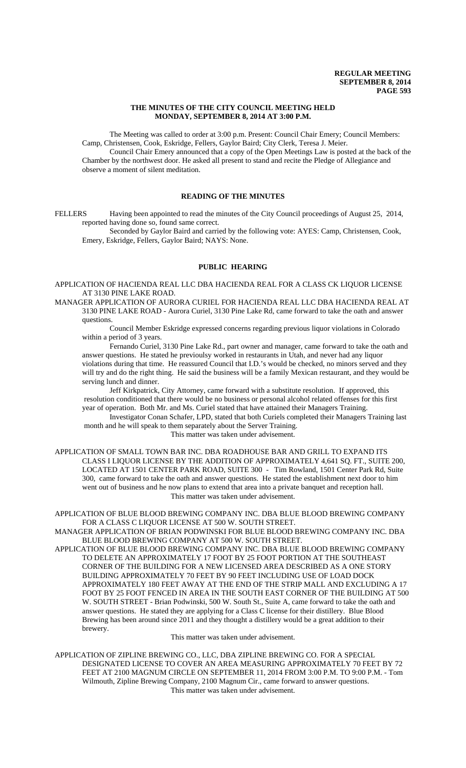### THE MINUTES OF THE CITY COUNCIL MEETING HELD MONDAY, SEPTEMBER 8, 2014 AT 3:00 P.M.

The Meeting was called to order at 3:00 p.m. Present: Council Chair Emery; Council Members: Camp, Christensen, Cook, Eskridge, Fellers, Gaylor Baird; City Clerk, Teresa J. Meier.

Council Chair Emery announced that a copy of the Open Meetings Law is posted at the back of the Chamber by the northwest door. He asked all present to stand and recite the Pledge of Allegiance and observe a moment of silent meditation.

### READING OF THE MINUTES

FELLERS Having been appointed to read the minutes of the City Council proceedings of August 25, 2014, reported having done so, found same correct.

Seconded by Gaylor Baird and carried by the following vote: AYES: Camp, Christensen, Cook, Emery, Eskridge, Fellers, Gaylor Baird; NAYS: None.

### PUBLIC HEARING

APPLICATION OF HACIENDA REAL LLC DBA HACIENDA REAL FOR A CLASS CK LIQUOR LICENSE AT 3130 PINE LAKE ROAD.

MANAGER APPLICATION OF AURORA CURIEL FOR HACIENDA REAL LLC DBA HACIENDA REAL AT 3130 PINE LAKE ROAD - Aurora Curiel, 3130 Pine Lake Rd, came forward to take the oath and answer questions.

Council Member Eskridge expressed concerns regarding previous liquor violations in Colorado within a period of 3 years.

Fernando Curiel, 3130 Pine Lake Rd., part owner and manager, came forward to take the oath and answer questions. He stated he previoulsy worked in restaurants in Utah, and never had any liquor violations during that time. He reassured Council that I.D.'s would be checked, no minors served and they will try and do the right thing. He said the business will be a family Mexican restaurant, and they would be serving lunch and dinner.

Jeff Kirkpatrick, City Attorney, came forward with a substitute resolution. If approved, this resolution conditioned that there would be no business or personal alcohol related offenses for this first year of operation. Both Mr. and Ms. Curiel stated that have attained their Managers Training.

Investigator Conan Schafer, LPD, stated that both Curiels completed their Managers Training last month and he will speak to them separately about the Server Training.

This matter was taken under advisement.

APPLICATION OF SMALL TOWN BAR INC. DBA ROADHOUSE BAR AND GRILL TO EXPAND ITS CLASS I LIQUOR LICENSE BY THE ADDITION OF APPROXIMATELY 4,641 SQ. FT., SUITE 200, LOCATED AT 1501 CENTER PARK ROAD, SUITE 300 - Tim Rowland, 1501 Center Park Rd, Suite 300, came forward to take the oath and answer questions. He stated the establishment next door to him went out of business and he now plans to extend that area into a private banquet and reception hall.

This matter was taken under advisement.

APPLICATION OF BLUE BLOOD BREWING COMPANY INC. DBA BLUE BLOOD BREWING COMPANY FOR A CLASS C LIQUOR LICENSE AT 500 W. SOUTH STREET.

MANAGER APPLICATION OF BRIAN PODWINSKI FOR BLUE BLOOD BREWING COMPANY INC. DBA BLUE BLOOD BREWING COMPANY AT 500 W. SOUTH STREET.

APPLICATION OF BLUE BLOOD BREWING COMPANY INC. DBA BLUE BLOOD BREWING COMPANY TO DELETE AN APPROXIMATELY 17 FOOT BY 25 FOOT PORTION AT THE SOUTHEAST CORNER OF THE BUILDING FOR A NEW LICENSED AREA DESCRIBED AS A ONE STORY BUILDING APPROXIMATELY 70 FEET BY 90 FEET INCLUDING USE OF LOAD DOCK APPROXIMATELY 180 FEET AWAY AT THE END OF THE STRIP MALL AND EXCLUDING A 17 FOOT BY 25 FOOT FENCED IN AREA IN THE SOUTH EAST CORNER OF THE BUILDING AT 500 W. SOUTH STREET - Brian Podwinski, 500 W. South St., Suite A, came forward to take the oath and answer questions. He stated they are applying for a Class C license for their distillery. Blue Blood Brewing has been around since 2011 and they thought a distillery would be a great addition to their brewery.

This matter was taken under advisement.

APPLICATION OF ZIPLINE BREWING CO., LLC, DBA ZIPLINE BREWING CO. FOR A SPECIAL DESIGNATED LICENSE TO COVER AN AREA MEASURING APPROXIMATELY 70 FEET BY 72 FEET AT 2100 MAGNUM CIRCLE ON SEPTEMBER 11, 2014 FROM 3:00 P.M. TO 9:00 P.M. - Tom Wilmouth, Zipline Brewing Company, 2100 Magnum Cir., came forward to answer questions.

This matter was taken under advisement.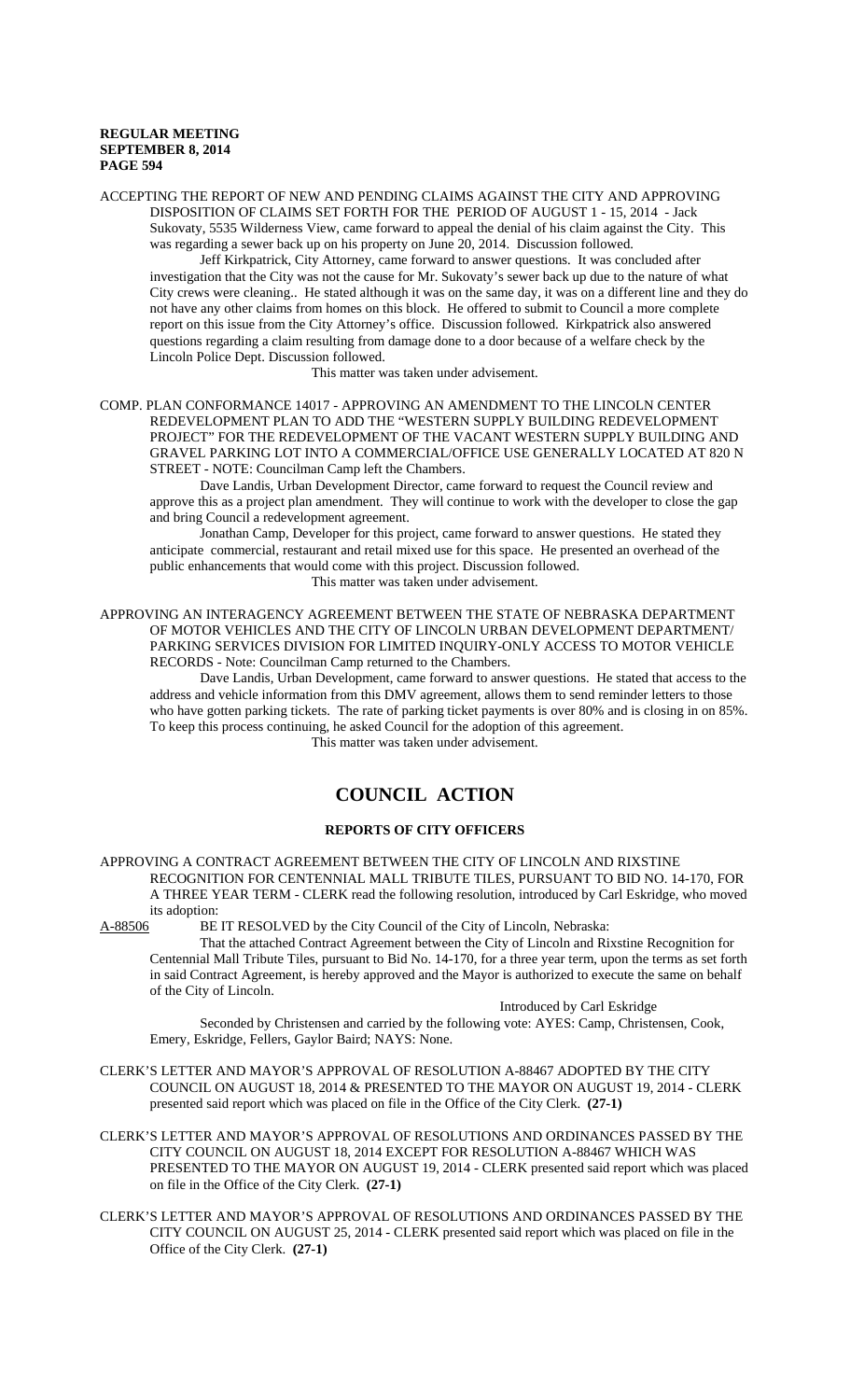ACCEPTING THE REPORT OF NEW AND PENDING CLAIMS AGAINST THE CITY AND APPROVING DISPOSITION OF CLAIMS SET FORTH FOR THE PERIOD OF AUGUST 1 - 15, 2014 - Jack Sukovaty, 5535 Wilderness View, came forward to appeal the denial of his claim against the City. This was regarding a sewer back up on his property on June 20, 2014. Discussion followed.

Jeff Kirkpatrick, City Attorney, came forward to answer questions. It was concluded after investigation that the City was not the cause for Mr. Sukovaty's sewer back up due to the nature of what City crews were cleaning.. He stated although it was on the same day, it was on a different line and they do not have any other claims from homes on this block. He offered to submit to Council a more complete report on this issue from the City Attorney's office. Discussion followed. Kirkpatrick also answered questions regarding a claim resulting from damage done to a door because of a welfare check by the Lincoln Police Dept. Discussion followed.

This matter was taken under advisement.

COMP. PLAN CONFORMANCE 14017 - APPROVING AN AMENDMENT TO THE LINCOLN CENTER REDEVELOPMENT PLAN TO ADD THE "WESTERN SUPPLY BUILDING REDEVELOPMENT PROJECT" FOR THE REDEVELOPMENT OF THE VACANT WESTERN SUPPLY BUILDING AND GRAVEL PARKING LOT INTO A COMMERCIAL/OFFICE USE GENERALLY LOCATED AT 820 N STREET - NOTE: Councilman Camp left the Chambers.

Dave Landis, Urban Development Director, came forward to request the Council review and approve this as a project plan amendment. They will continue to work with the developer to close the gap and bring Council a redevelopment agreement.

Jonathan Camp, Developer for this project, came forward to answer questions. He stated they anticipate commercial, restaurant and retail mixed use for this space. He presented an overhead of the public enhancements that would come with this project. Discussion followed.

This matter was taken under advisement.

APPROVING AN INTERAGENCY AGREEMENT BETWEEN THE STATE OF NEBRASKA DEPARTMENT OF MOTOR VEHICLES AND THE CITY OF LINCOLN URBAN DEVELOPMENT DEPARTMENT/ PARKING SERVICES DIVISION FOR LIMITED INQUIRY-ONLY ACCESS TO MOTOR VEHICLE RECORDS - Note: Councilman Camp returned to the Chambers.

Dave Landis, Urban Development, came forward to answer questions. He stated that access to the address and vehicle information from this DMV agreement, allows them to send reminder letters to those who have gotten parking tickets. The rate of parking ticket payments is over 80% and is closing in on 85%. To keep this process continuing, he asked Council for the adoption of this agreement.

This matter was taken under advisement.

# COUNCIL ACTION

## REPORTS OF CITY OFFICERS

APPROVING A CONTRACT AGREEMENT BETWEEN THE CITY OF LINCOLN AND RIXSTINE RECOGNITION FOR CENTENNIAL MALL TRIBUTE TILES, PURSUANT TO BID NO. 14-170, FOR A THREE YEAR TERM - CLERK read the following resolution, introduced by Carl Eskridge, who moved its adoption:

A-88506 BE IT RESOLVED by the City Council of the City of Lincoln, Nebraska:

That the attached Contract Agreement between the City of Lincoln and Rixstine Recognition for Centennial Mall Tribute Tiles, pursuant to Bid No. 14-170, for a three year term, upon the terms as set forth in said Contract Agreement, is hereby approved and the Mayor is authorized to execute the same on behalf of the City of Lincoln.

Introduced by Carl Eskridge

Seconded by Christensen and carried by the following vote: AYES: Camp, Christensen, Cook, Emery, Eskridge, Fellers, Gaylor Baird; NAYS: None.

CLERK'S LETTER AND MAYOR'S APPROVAL OF RESOLUTION A-88467 ADOPTED BY THE CITY COUNCIL ON AUGUST 18, 2014 & PRESENTED TO THE MAYOR ON AUGUST 19, 2014 - CLERK presented said report which was placed on file in the Office of the City Clerk. **(27-1)**

CLERK'S LETTER AND MAYOR'S APPROVAL OF RESOLUTIONS AND ORDINANCES PASSED BY THE CITY COUNCIL ON AUGUST 18, 2014 EXCEPT FOR RESOLUTION A-88467 WHICH WAS PRESENTED TO THE MAYOR ON AUGUST 19, 2014 - CLERK presented said report which was placed on file in the Office of the City Clerk. **(27-1)**

CLERK'S LETTER AND MAYOR'S APPROVAL OF RESOLUTIONS AND ORDINANCES PASSED BY THE CITY COUNCIL ON AUGUST 25, 2014 - CLERK presented said report which was placed on file in the Office of the City Clerk. **(27-1)**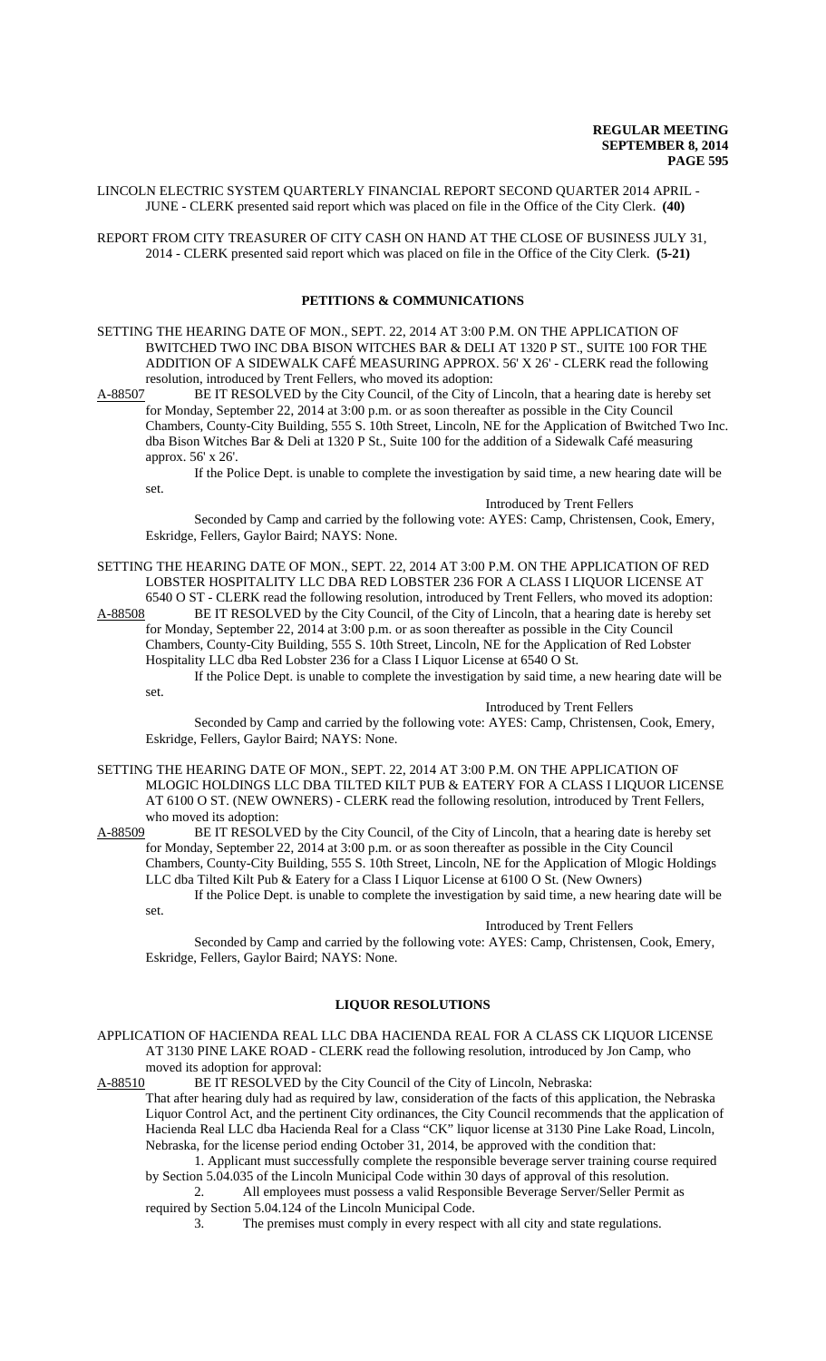LINCOLN ELECTRIC SYSTEM QUARTERLY FINANCIAL REPORT SECOND QUARTER 2014 APRIL - JUNE - CLERK presented said report which was placed on file in the Office of the City Clerk. **(40)**

REPORT FROM CITY TREASURER OF CITY CASH ON HAND AT THE CLOSE OF BUSINESS JULY 31, 2014 - CLERK presented said report which was placed on file in the Office of the City Clerk. **(5-21)**

## PETITIONS & COMMUNICATIONS

SETTING THE HEARING DATE OF MON., SEPT. 22, 2014 AT 3:00 P.M. ON THE APPLICATION OF BWITCHED TWO INC DBA BISON WITCHES BAR & DELI AT 1320 P ST., SUITE 100 FOR THE ADDITION OF A SIDEWALK CAFÉ MEASURING APPROX. 56' X 26' - CLERK read the following resolution, introduced by Trent Fellers, who moved its adoption:

A-88507 BE IT RESOLVED by the City Council, of the City of Lincoln, that a hearing date is hereby set for Monday, September 22, 2014 at 3:00 p.m. or as soon thereafter as possible in the City Council Chambers, County-City Building, 555 S. 10th Street, Lincoln, NE for the Application of Bwitched Two Inc. dba Bison Witches Bar & Deli at 1320 P St., Suite 100 for the addition of a Sidewalk Café measuring approx. 56' x 26'.

If the Police Dept. is unable to complete the investigation by said time, a new hearing date will be set.

Introduced by Trent Fellers

Seconded by Camp and carried by the following vote: AYES: Camp, Christensen, Cook, Emery, Eskridge, Fellers, Gaylor Baird; NAYS: None.

SETTING THE HEARING DATE OF MON., SEPT. 22, 2014 AT 3:00 P.M. ON THE APPLICATION OF RED LOBSTER HOSPITALITY LLC DBA RED LOBSTER 236 FOR A CLASS I LIQUOR LICENSE AT 6540 O ST - CLERK read the following resolution, introduced by Trent Fellers, who moved its adoption:

A-88508 BE IT RESOLVED by the City Council, of the City of Lincoln, that a hearing date is hereby set for Monday, September 22, 2014 at 3:00 p.m. or as soon thereafter as possible in the City Council Chambers, County-City Building, 555 S. 10th Street, Lincoln, NE for the Application of Red Lobster Hospitality LLC dba Red Lobster 236 for a Class I Liquor License at 6540 O St.

If the Police Dept. is unable to complete the investigation by said time, a new hearing date will be set.

Introduced by Trent Fellers

Seconded by Camp and carried by the following vote: AYES: Camp, Christensen, Cook, Emery, Eskridge, Fellers, Gaylor Baird; NAYS: None.

SETTING THE HEARING DATE OF MON., SEPT. 22, 2014 AT 3:00 P.M. ON THE APPLICATION OF MLOGIC HOLDINGS LLC DBA TILTED KILT PUB & EATERY FOR A CLASS I LIQUOR LICENSE AT 6100 O ST. (NEW OWNERS) - CLERK read the following resolution, introduced by Trent Fellers, who moved its adoption:

A-88509 BE IT RESOLVED by the City Council, of the City of Lincoln, that a hearing date is hereby set for Monday, September 22, 2014 at 3:00 p.m. or as soon thereafter as possible in the City Council Chambers, County-City Building, 555 S. 10th Street, Lincoln, NE for the Application of Mlogic Holdings LLC dba Tilted Kilt Pub & Eatery for a Class I Liquor License at 6100 O St. (New Owners)

If the Police Dept. is unable to complete the investigation by said time, a new hearing date will be set.

Introduced by Trent Fellers

Seconded by Camp and carried by the following vote: AYES: Camp, Christensen, Cook, Emery, Eskridge, Fellers, Gaylor Baird; NAYS: None.

## LIQUOR RESOLUTIONS

APPLICATION OF HACIENDA REAL LLC DBA HACIENDA REAL FOR A CLASS CK LIQUOR LICENSE AT 3130 PINE LAKE ROAD - CLERK read the following resolution, introduced by Jon Camp, who moved its adoption for approval:

A-88510 BE IT RESOLVED by the City Council of the City of Lincoln, Nebraska:

That after hearing duly had as required by law, consideration of the facts of this application, the Nebraska Liquor Control Act, and the pertinent City ordinances, the City Council recommends that the application of Hacienda Real LLC dba Hacienda Real for a Class "CK" liquor license at 3130 Pine Lake Road, Lincoln, Nebraska, for the license period ending October 31, 2014, be approved with the condition that:

1. Applicant must successfully complete the responsible beverage server training course required by Section 5.04.035 of the Lincoln Municipal Code within 30 days of approval of this resolution.
2. All employees must possess a valid Responsible Beverage Server/Seller Permit as required by Section 5.04.124 of the Lincoln Municipal Code.
3. The premises must comply in every respect with all city and state regulations.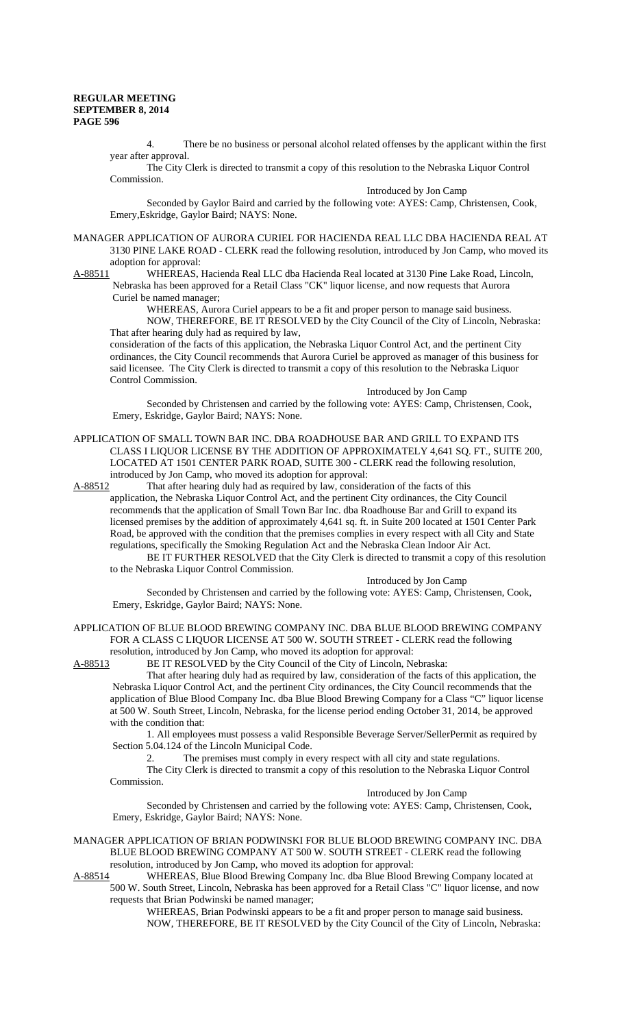4. There be no business or personal alcohol related offenses by the applicant within the first year after approval.

The City Clerk is directed to transmit a copy of this resolution to the Nebraska Liquor Control Commission.

Introduced by Jon Camp

Seconded by Gaylor Baird and carried by the following vote: AYES: Camp, Christensen, Cook, Emery,Eskridge, Gaylor Baird; NAYS: None.

MANAGER APPLICATION OF AURORA CURIEL FOR HACIENDA REAL LLC DBA HACIENDA REAL AT 3130 PINE LAKE ROAD - CLERK read the following resolution, introduced by Jon Camp, who moved its adoption for approval:

A-88511 WHEREAS, Hacienda Real LLC dba Hacienda Real located at 3130 Pine Lake Road, Lincoln, Nebraska has been approved for a Retail Class "CK" liquor license, and now requests that Aurora Curiel be named manager;

WHEREAS, Aurora Curiel appears to be a fit and proper person to manage said business.

NOW, THEREFORE, BE IT RESOLVED by the City Council of the City of Lincoln, Nebraska: That after hearing duly had as required by law, consideration of the facts of this application, the Nebraska Liquor Control Act, and the pertinent City ordinances, the City Council recommends that Aurora Curiel be approved as manager of this business for said licensee. The City Clerk is directed to transmit a copy of this resolution to the Nebraska Liquor Control Commission.

Introduced by Jon Camp

Seconded by Christensen and carried by the following vote: AYES: Camp, Christensen, Cook, Emery, Eskridge, Gaylor Baird; NAYS: None.

APPLICATION OF SMALL TOWN BAR INC. DBA ROADHOUSE BAR AND GRILL TO EXPAND ITS CLASS I LIQUOR LICENSE BY THE ADDITION OF APPROXIMATELY 4,641 SQ. FT., SUITE 200, LOCATED AT 1501 CENTER PARK ROAD, SUITE 300 - CLERK read the following resolution, introduced by Jon Camp, who moved its adoption for approval:

A-88512 That after hearing duly had as required by law, consideration of the facts of this application, the Nebraska Liquor Control Act, and the pertinent City ordinances, the City Council recommends that the application of Small Town Bar Inc. dba Roadhouse Bar and Grill to expand its licensed premises by the addition of approximately 4,641 sq. ft. in Suite 200 located at 1501 Center Park Road, be approved with the condition that the premises complies in every respect with all City and State regulations, specifically the Smoking Regulation Act and the Nebraska Clean Indoor Air Act.

BE IT FURTHER RESOLVED that the City Clerk is directed to transmit a copy of this resolution to the Nebraska Liquor Control Commission.

Introduced by Jon Camp

Seconded by Christensen and carried by the following vote: AYES: Camp, Christensen, Cook, Emery, Eskridge, Gaylor Baird; NAYS: None.

APPLICATION OF BLUE BLOOD BREWING COMPANY INC. DBA BLUE BLOOD BREWING COMPANY FOR A CLASS C LIQUOR LICENSE AT 500 W. SOUTH STREET - CLERK read the following resolution, introduced by Jon Camp, who moved its adoption for approval:

A-88513 BE IT RESOLVED by the City Council of the City of Lincoln, Nebraska:

That after hearing duly had as required by law, consideration of the facts of this application, the Nebraska Liquor Control Act, and the pertinent City ordinances, the City Council recommends that the application of Blue Blood Company Inc. dba Blue Blood Brewing Company for a Class "C" liquor license at 500 W. South Street, Lincoln, Nebraska, for the license period ending October 31, 2014, be approved with the condition that:

1. All employees must possess a valid Responsible Beverage Server/SellerPermit as required by Section 5.04.124 of the Lincoln Municipal Code.

2. The premises must comply in every respect with all city and state regulations.

The City Clerk is directed to transmit a copy of this resolution to the Nebraska Liquor Control Commission.

Introduced by Jon Camp

Seconded by Christensen and carried by the following vote: AYES: Camp, Christensen, Cook, Emery, Eskridge, Gaylor Baird; NAYS: None.

MANAGER APPLICATION OF BRIAN PODWINSKI FOR BLUE BLOOD BREWING COMPANY INC. DBA BLUE BLOOD BREWING COMPANY AT 500 W. SOUTH STREET - CLERK read the following resolution, introduced by Jon Camp, who moved its adoption for approval:

A-88514 WHEREAS, Blue Blood Brewing Company Inc. dba Blue Blood Brewing Company located at 500 W. South Street, Lincoln, Nebraska has been approved for a Retail Class "C" liquor license, and now requests that Brian Podwinski be named manager;

WHEREAS, Brian Podwinski appears to be a fit and proper person to manage said business.

NOW, THEREFORE, BE IT RESOLVED by the City Council of the City of Lincoln, Nebraska: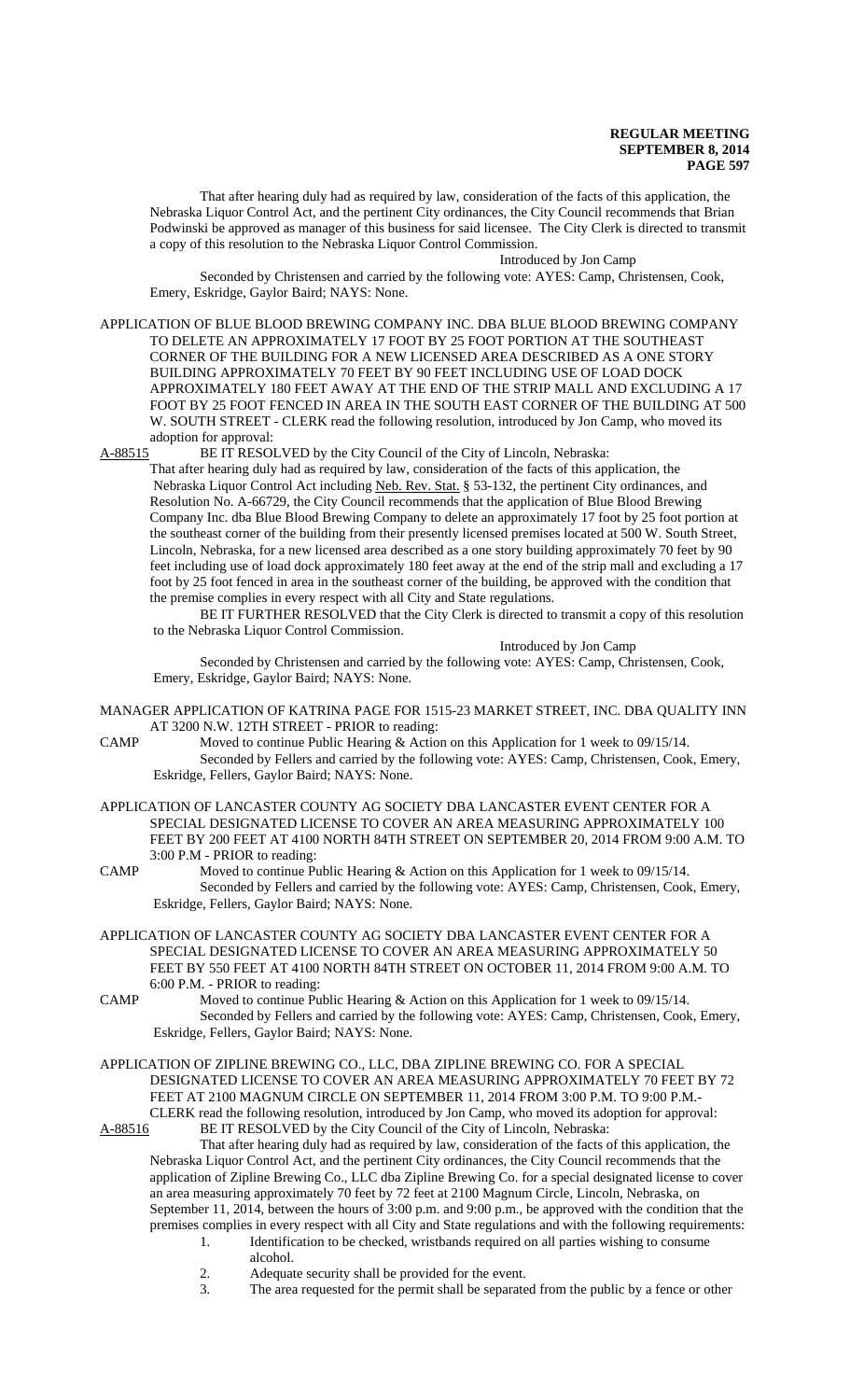That after hearing duly had as required by law, consideration of the facts of this application, the Nebraska Liquor Control Act, and the pertinent City ordinances, the City Council recommends that Brian Podwinski be approved as manager of this business for said licensee. The City Clerk is directed to transmit a copy of this resolution to the Nebraska Liquor Control Commission.

Introduced by Jon Camp

Seconded by Christensen and carried by the following vote: AYES: Camp, Christensen, Cook, Emery, Eskridge, Gaylor Baird; NAYS: None.

APPLICATION OF BLUE BLOOD BREWING COMPANY INC. DBA BLUE BLOOD BREWING COMPANY TO DELETE AN APPROXIMATELY 17 FOOT BY 25 FOOT PORTION AT THE SOUTHEAST CORNER OF THE BUILDING FOR A NEW LICENSED AREA DESCRIBED AS A ONE STORY BUILDING APPROXIMATELY 70 FEET BY 90 FEET INCLUDING USE OF LOAD DOCK APPROXIMATELY 180 FEET AWAY AT THE END OF THE STRIP MALL AND EXCLUDING A 17 FOOT BY 25 FOOT FENCED IN AREA IN THE SOUTH EAST CORNER OF THE BUILDING AT 500 W. SOUTH STREET - CLERK read the following resolution, introduced by Jon Camp, who moved its adoption for approval:

A-88515 BE IT RESOLVED by the City Council of the City of Lincoln, Nebraska:

That after hearing duly had as required by law, consideration of the facts of this application, the Nebraska Liquor Control Act including Neb. Rev. Stat. § 53-132, the pertinent City ordinances, and Resolution No. A-66729, the City Council recommends that the application of Blue Blood Brewing Company Inc. dba Blue Blood Brewing Company to delete an approximately 17 foot by 25 foot portion at the southeast corner of the building from their presently licensed premises located at 500 W. South Street, Lincoln, Nebraska, for a new licensed area described as a one story building approximately 70 feet by 90 feet including use of load dock approximately 180 feet away at the end of the strip mall and excluding a 17 foot by 25 foot fenced in area in the southeast corner of the building, be approved with the condition that the premise complies in every respect with all City and State regulations.

BE IT FURTHER RESOLVED that the City Clerk is directed to transmit a copy of this resolution to the Nebraska Liquor Control Commission.

Introduced by Jon Camp

Seconded by Christensen and carried by the following vote: AYES: Camp, Christensen, Cook, Emery, Eskridge, Gaylor Baird; NAYS: None.

MANAGER APPLICATION OF KATRINA PAGE FOR 1515-23 MARKET STREET, INC. DBA QUALITY INN AT 3200 N.W. 12TH STREET - PRIOR to reading:

CAMP Moved to continue Public Hearing & Action on this Application for 1 week to 09/15/14.
Seconded by Fellers and carried by the following vote: AYES: Camp, Christensen, Cook, Emery, Eskridge, Fellers, Gaylor Baird; NAYS: None.

APPLICATION OF LANCASTER COUNTY AG SOCIETY DBA LANCASTER EVENT CENTER FOR A SPECIAL DESIGNATED LICENSE TO COVER AN AREA MEASURING APPROXIMATELY 100 FEET BY 200 FEET AT 4100 NORTH 84TH STREET ON SEPTEMBER 20, 2014 FROM 9:00 A.M. TO 3:00 P.M - PRIOR to reading:

CAMP Moved to continue Public Hearing & Action on this Application for 1 week to 09/15/14.
Seconded by Fellers and carried by the following vote: AYES: Camp, Christensen, Cook, Emery, Eskridge, Fellers, Gaylor Baird; NAYS: None.

APPLICATION OF LANCASTER COUNTY AG SOCIETY DBA LANCASTER EVENT CENTER FOR A SPECIAL DESIGNATED LICENSE TO COVER AN AREA MEASURING APPROXIMATELY 50 FEET BY 550 FEET AT 4100 NORTH 84TH STREET ON OCTOBER 11, 2014 FROM 9:00 A.M. TO 6:00 P.M. - PRIOR to reading:

CAMP Moved to continue Public Hearing & Action on this Application for 1 week to 09/15/14.
Seconded by Fellers and carried by the following vote: AYES: Camp, Christensen, Cook, Emery, Eskridge, Fellers, Gaylor Baird; NAYS: None.

APPLICATION OF ZIPLINE BREWING CO., LLC, DBA ZIPLINE BREWING CO. FOR A SPECIAL DESIGNATED LICENSE TO COVER AN AREA MEASURING APPROXIMATELY 70 FEET BY 72 FEET AT 2100 MAGNUM CIRCLE ON SEPTEMBER 11, 2014 FROM 3:00 P.M. TO 9:00 P.M.- CLERK read the following resolution, introduced by Jon Camp, who moved its adoption for approval:

A-88516 BE IT RESOLVED by the City Council of the City of Lincoln, Nebraska:

That after hearing duly had as required by law, consideration of the facts of this application, the Nebraska Liquor Control Act, and the pertinent City ordinances, the City Council recommends that the application of Zipline Brewing Co., LLC dba Zipline Brewing Co. for a special designated license to cover an area measuring approximately 70 feet by 72 feet at 2100 Magnum Circle, Lincoln, Nebraska, on September 11, 2014, between the hours of 3:00 p.m. and 9:00 p.m., be approved with the condition that the premises complies in every respect with all City and State regulations and with the following requirements:

1. Identification to be checked, wristbands required on all parties wishing to consume alcohol.
2. Adequate security shall be provided for the event.
3. The area requested for the permit shall be separated from the public by a fence or other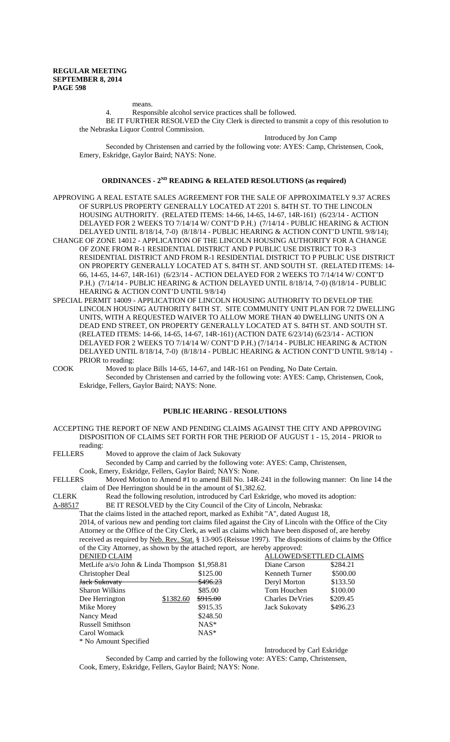means.

4. Responsible alcohol service practices shall be followed.

BE IT FURTHER RESOLVED the City Clerk is directed to transmit a copy of this resolution to the Nebraska Liquor Control Commission.

Introduced by Jon Camp

Seconded by Christensen and carried by the following vote: AYES: Camp, Christensen, Cook, Emery, Eskridge, Gaylor Baird; NAYS: None.

## ORDINANCES - 2ND READING & RELATED RESOLUTIONS (as required)

APPROVING A REAL ESTATE SALES AGREEMENT FOR THE SALE OF APPROXIMATELY 9.37 ACRES OF SURPLUS PROPERTY GENERALLY LOCATED AT 2201 S. 84TH ST. TO THE LINCOLN HOUSING AUTHORITY. (RELATED ITEMS: 14-66, 14-65, 14-67, 14R-161) (6/23/14 - ACTION DELAYED FOR 2 WEEKS TO 7/14/14 W/ CONT'D P.H.) (7/14/14 - PUBLIC HEARING & ACTION DELAYED UNTIL 8/18/14, 7-0) (8/18/14 - PUBLIC HEARING & ACTION CONT'D UNTIL 9/8/14);

CHANGE OF ZONE 14012 - APPLICATION OF THE LINCOLN HOUSING AUTHORITY FOR A CHANGE OF ZONE FROM R-1 RESIDENTIAL DISTRICT AND P PUBLIC USE DISTRICT TO R-3 RESIDENTIAL DISTRICT AND FROM R-1 RESIDENTIAL DISTRICT TO P PUBLIC USE DISTRICT ON PROPERTY GENERALLY LOCATED AT S. 84TH ST. AND SOUTH ST. (RELATED ITEMS: 14-66, 14-65, 14-67, 14R-161) (6/23/14 - ACTION DELAYED FOR 2 WEEKS TO 7/14/14 W/ CONT'D P.H.) (7/14/14 - PUBLIC HEARING & ACTION DELAYED UNTIL 8/18/14, 7-0) (8/18/14 - PUBLIC HEARING & ACTION CONT'D UNTIL 9/8/14)

SPECIAL PERMIT 14009 - APPLICATION OF LINCOLN HOUSING AUTHORITY TO DEVELOP THE LINCOLN HOUSING AUTHORITY 84TH ST. SITE COMMUNITY UNIT PLAN FOR 72 DWELLING UNITS, WITH A REQUESTED WAIVER TO ALLOW MORE THAN 40 DWELLING UNITS ON A DEAD END STREET, ON PROPERTY GENERALLY LOCATED AT S. 84TH ST. AND SOUTH ST. (RELATED ITEMS: 14-66, 14-65, 14-67, 14R-161) (ACTION DATE 6/23/14) (6/23/14 - ACTION DELAYED FOR 2 WEEKS TO 7/14/14 W/ CONT'D P.H.) (7/14/14 - PUBLIC HEARING & ACTION DELAYED UNTIL 8/18/14, 7-0) (8/18/14 - PUBLIC HEARING & ACTION CONT'D UNTIL 9/8/14) - PRIOR to reading:

COOK Moved to place Bills 14-65, 14-67, and 14R-161 on Pending, No Date Certain.

Seconded by Christensen and carried by the following vote: AYES: Camp, Christensen, Cook, Eskridge, Fellers, Gaylor Baird; NAYS: None.

## PUBLIC HEARING - RESOLUTIONS

ACCEPTING THE REPORT OF NEW AND PENDING CLAIMS AGAINST THE CITY AND APPROVING DISPOSITION OF CLAIMS SET FORTH FOR THE PERIOD OF AUGUST 1 - 15, 2014 - PRIOR to reading:

FELLERS Moved to approve the claim of Jack Sukovaty

Seconded by Camp and carried by the following vote: AYES: Camp, Christensen, Cook, Emery, Eskridge, Fellers, Gaylor Baird; NAYS: None.

FELLERS Moved Motion to Amend #1 to amend Bill No. 14R-241 in the following manner: On line 14 the claim of Dee Herrington should be in the amount of $1,382.62.

CLERK Read the following resolution, introduced by Carl Eskridge, who moved its adoption:

A-88517 BE IT RESOLVED by the City Council of the City of Lincoln, Nebraska:

That the claims listed in the attached report, marked as Exhibit "A", dated August 18, 2014, of various new and pending tort claims filed against the City of Lincoln with the Office of the City Attorney or the Office of the City Clerk, as well as claims which have been disposed of, are hereby received as required by Neb. Rev. Stat. § 13-905 (Reissue 1997). The dispositions of claims by the Office of the City Attorney, as shown by the attached report, are hereby approved:

| DENIED CLAIM | | | ALLOWED/SETTLED CLAIMS | |
|---|---|---|---|---|
| MetLife a/s/o John & Linda Thompson | | $1,958.81 | Diane Carson | $284.21 |
| Christopher Deal | | $125.00 | Kenneth Turner | $500.00 |
| ~~Jack Sukovaty~~ | | ~~$496.23~~ | Deryl Morton | $133.50 |
| Sharon Wilkins | | $85.00 | Tom Houchen | $100.00 |
| Dee Herrington | $1382.60 | ~~$915.00~~ | Charles DeVries | $209.45 |
| Mike Morey | | $915.35 | Jack Sukovaty | $496.23 |
| Nancy Mead | | $248.50 | | |
| Russell Smithson | | NAS* | | |
| Carol Womack | | NAS* | | |

\* No Amount Specified

Introduced by Carl Eskridge

Seconded by Camp and carried by the following vote: AYES: Camp, Christensen, Cook, Emery, Eskridge, Fellers, Gaylor Baird; NAYS: None.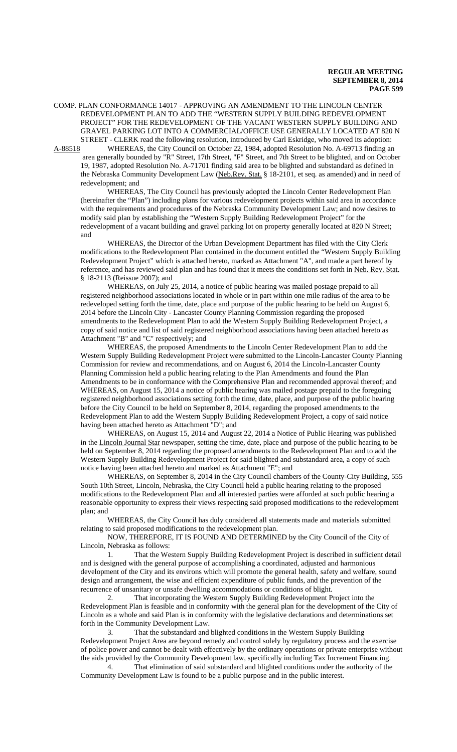COMP. PLAN CONFORMANCE 14017 - APPROVING AN AMENDMENT TO THE LINCOLN CENTER REDEVELOPMENT PLAN TO ADD THE "WESTERN SUPPLY BUILDING REDEVELOPMENT PROJECT" FOR THE REDEVELOPMENT OF THE VACANT WESTERN SUPPLY BUILDING AND GRAVEL PARKING LOT INTO A COMMERCIAL/OFFICE USE GENERALLY LOCATED AT 820 N STREET - CLERK read the following resolution, introduced by Carl Eskridge, who moved its adoption:

A-88518 WHEREAS, the City Council on October 22, 1984, adopted Resolution No. A-69713 finding an area generally bounded by "R" Street, 17th Street, "F" Street, and 7th Street to be blighted, and on October 19, 1987, adopted Resolution No. A-71701 finding said area to be blighted and substandard as defined in the Nebraska Community Development Law (Neb.Rev. Stat. § 18-2101, et seq. as amended) and in need of redevelopment; and

WHEREAS, The City Council has previously adopted the Lincoln Center Redevelopment Plan (hereinafter the "Plan") including plans for various redevelopment projects within said area in accordance with the requirements and procedures of the Nebraska Community Development Law; and now desires to modify said plan by establishing the "Western Supply Building Redevelopment Project" for the redevelopment of a vacant building and gravel parking lot on property generally located at 820 N Street; and

WHEREAS, the Director of the Urban Development Department has filed with the City Clerk modifications to the Redevelopment Plan contained in the document entitled the "Western Supply Building Redevelopment Project" which is attached hereto, marked as Attachment "A", and made a part hereof by reference, and has reviewed said plan and has found that it meets the conditions set forth in Neb. Rev. Stat. § 18-2113 (Reissue 2007); and

WHEREAS, on July 25, 2014, a notice of public hearing was mailed postage prepaid to all registered neighborhood associations located in whole or in part within one mile radius of the area to be redeveloped setting forth the time, date, place and purpose of the public hearing to be held on August 6, 2014 before the Lincoln City - Lancaster County Planning Commission regarding the proposed amendments to the Redevelopment Plan to add the Western Supply Building Redevelopment Project, a copy of said notice and list of said registered neighborhood associations having been attached hereto as Attachment "B" and "C" respectively; and

WHEREAS, the proposed Amendments to the Lincoln Center Redevelopment Plan to add the Western Supply Building Redevelopment Project were submitted to the Lincoln-Lancaster County Planning Commission for review and recommendations, and on August 6, 2014 the Lincoln-Lancaster County Planning Commission held a public hearing relating to the Plan Amendments and found the Plan Amendments to be in conformance with the Comprehensive Plan and recommended approval thereof; and

WHEREAS, on August 15, 2014 a notice of public hearing was mailed postage prepaid to the foregoing registered neighborhood associations setting forth the time, date, place, and purpose of the public hearing before the City Council to be held on September 8, 2014, regarding the proposed amendments to the Redevelopment Plan to add the Western Supply Building Redevelopment Project, a copy of said notice having been attached hereto as Attachment "D"; and

WHEREAS, on August 15, 2014 and August 22, 2014 a Notice of Public Hearing was published in the Lincoln Journal Star newspaper, setting the time, date, place and purpose of the public hearing to be held on September 8, 2014 regarding the proposed amendments to the Redevelopment Plan and to add the Western Supply Building Redevelopment Project for said blighted and substandard area, a copy of such notice having been attached hereto and marked as Attachment "E"; and

WHEREAS, on September 8, 2014 in the City Council chambers of the County-City Building, 555 South 10th Street, Lincoln, Nebraska, the City Council held a public hearing relating to the proposed modifications to the Redevelopment Plan and all interested parties were afforded at such public hearing a reasonable opportunity to express their views respecting said proposed modifications to the redevelopment plan; and

WHEREAS, the City Council has duly considered all statements made and materials submitted relating to said proposed modifications to the redevelopment plan.

NOW, THEREFORE, IT IS FOUND AND DETERMINED by the City Council of the City of Lincoln, Nebraska as follows:

1. That the Western Supply Building Redevelopment Project is described in sufficient detail and is designed with the general purpose of accomplishing a coordinated, adjusted and harmonious development of the City and its environs which will promote the general health, safety and welfare, sound design and arrangement, the wise and efficient expenditure of public funds, and the prevention of the recurrence of unsanitary or unsafe dwelling accommodations or conditions of blight.

2. That incorporating the Western Supply Building Redevelopment Project into the Redevelopment Plan is feasible and in conformity with the general plan for the development of the City of Lincoln as a whole and said Plan is in conformity with the legislative declarations and determinations set forth in the Community Development Law.

3. That the substandard and blighted conditions in the Western Supply Building Redevelopment Project Area are beyond remedy and control solely by regulatory process and the exercise of police power and cannot be dealt with effectively by the ordinary operations or private enterprise without the aids provided by the Community Development law, specifically including Tax Increment Financing.

4. That elimination of said substandard and blighted conditions under the authority of the Community Development Law is found to be a public purpose and in the public interest.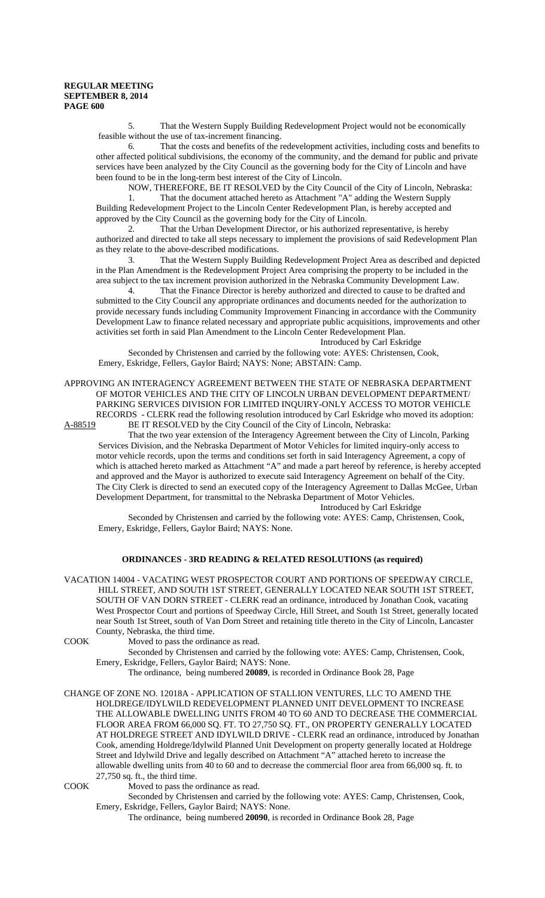5. That the Western Supply Building Redevelopment Project would not be economically feasible without the use of tax-increment financing.

6. That the costs and benefits of the redevelopment activities, including costs and benefits to other affected political subdivisions, the economy of the community, and the demand for public and private services have been analyzed by the City Council as the governing body for the City of Lincoln and have been found to be in the long-term best interest of the City of Lincoln.

NOW, THEREFORE, BE IT RESOLVED by the City Council of the City of Lincoln, Nebraska:

1. That the document attached hereto as Attachment "A" adding the Western Supply Building Redevelopment Project to the Lincoln Center Redevelopment Plan, is hereby accepted and approved by the City Council as the governing body for the City of Lincoln.

2. That the Urban Development Director, or his authorized representative, is hereby authorized and directed to take all steps necessary to implement the provisions of said Redevelopment Plan as they relate to the above-described modifications.

3. That the Western Supply Building Redevelopment Project Area as described and depicted in the Plan Amendment is the Redevelopment Project Area comprising the property to be included in the area subject to the tax increment provision authorized in the Nebraska Community Development Law.

4. That the Finance Director is hereby authorized and directed to cause to be drafted and submitted to the City Council any appropriate ordinances and documents needed for the authorization to provide necessary funds including Community Improvement Financing in accordance with the Community Development Law to finance related necessary and appropriate public acquisitions, improvements and other activities set forth in said Plan Amendment to the Lincoln Center Redevelopment Plan.

Introduced by Carl Eskridge

Seconded by Christensen and carried by the following vote: AYES: Christensen, Cook, Emery, Eskridge, Fellers, Gaylor Baird; NAYS: None; ABSTAIN: Camp.

APPROVING AN INTERAGENCY AGREEMENT BETWEEN THE STATE OF NEBRASKA DEPARTMENT OF MOTOR VEHICLES AND THE CITY OF LINCOLN URBAN DEVELOPMENT DEPARTMENT/ PARKING SERVICES DIVISION FOR LIMITED INQUIRY-ONLY ACCESS TO MOTOR VEHICLE RECORDS - CLERK read the following resolution introduced by Carl Eskridge who moved its adoption:

A-88519 BE IT RESOLVED by the City Council of the City of Lincoln, Nebraska:

That the two year extension of the Interagency Agreement between the City of Lincoln, Parking Services Division, and the Nebraska Department of Motor Vehicles for limited inquiry-only access to motor vehicle records, upon the terms and conditions set forth in said Interagency Agreement, a copy of which is attached hereto marked as Attachment "A" and made a part hereof by reference, is hereby accepted and approved and the Mayor is authorized to execute said Interagency Agreement on behalf of the City. The City Clerk is directed to send an executed copy of the Interagency Agreement to Dallas McGee, Urban Development Department, for transmittal to the Nebraska Department of Motor Vehicles.

Introduced by Carl Eskridge

Seconded by Christensen and carried by the following vote: AYES: Camp, Christensen, Cook, Emery, Eskridge, Fellers, Gaylor Baird; NAYS: None.

## ORDINANCES - 3RD READING & RELATED RESOLUTIONS (as required)

VACATION 14004 - VACATING WEST PROSPECTOR COURT AND PORTIONS OF SPEEDWAY CIRCLE, HILL STREET, AND SOUTH 1ST STREET, GENERALLY LOCATED NEAR SOUTH 1ST STREET, SOUTH OF VAN DORN STREET - CLERK read an ordinance, introduced by Jonathan Cook, vacating West Prospector Court and portions of Speedway Circle, Hill Street, and South 1st Street, generally located near South 1st Street, south of Van Dorn Street and retaining title thereto in the City of Lincoln, Lancaster County, Nebraska, the third time.

COOK Moved to pass the ordinance as read.

Seconded by Christensen and carried by the following vote: AYES: Camp, Christensen, Cook, Emery, Eskridge, Fellers, Gaylor Baird; NAYS: None.

The ordinance, being numbered **20089**, is recorded in Ordinance Book 28, Page

CHANGE OF ZONE NO. 12018A - APPLICATION OF STALLION VENTURES, LLC TO AMEND THE HOLDREGE/IDYLWILD REDEVELOPMENT PLANNED UNIT DEVELOPMENT TO INCREASE THE ALLOWABLE DWELLING UNITS FROM 40 TO 60 AND TO DECREASE THE COMMERCIAL FLOOR AREA FROM 66,000 SQ. FT. TO 27,750 SQ. FT., ON PROPERTY GENERALLY LOCATED AT HOLDREGE STREET AND IDYLWILD DRIVE - CLERK read an ordinance, introduced by Jonathan Cook, amending Holdrege/Idylwild Planned Unit Development on property generally located at Holdrege Street and Idylwild Drive and legally described on Attachment "A" attached hereto to increase the allowable dwelling units from 40 to 60 and to decrease the commercial floor area from 66,000 sq. ft. to 27,750 sq. ft., the third time.

COOK Moved to pass the ordinance as read.

Seconded by Christensen and carried by the following vote: AYES: Camp, Christensen, Cook, Emery, Eskridge, Fellers, Gaylor Baird; NAYS: None.

The ordinance, being numbered **20090**, is recorded in Ordinance Book 28, Page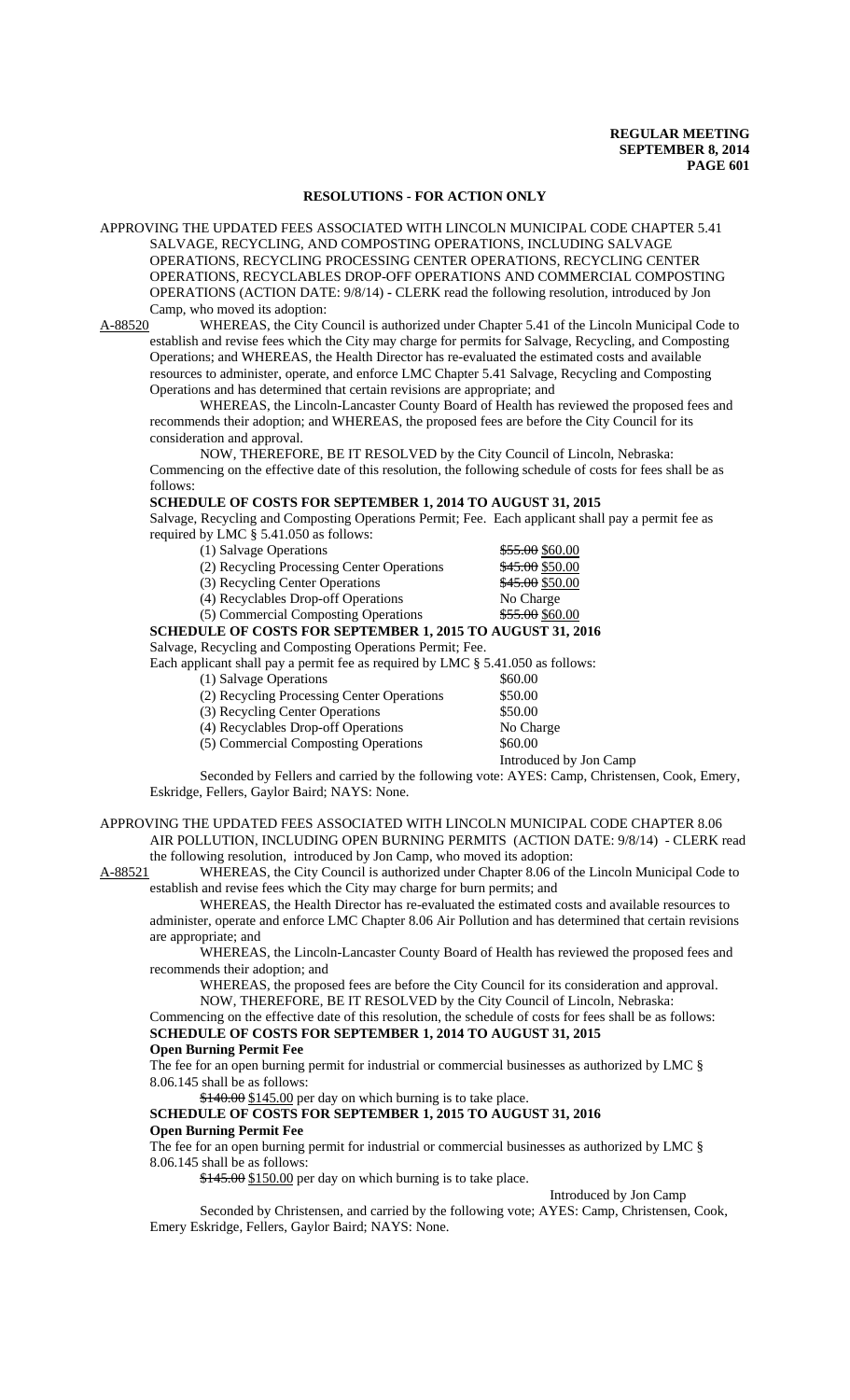**REGULAR MEETING**
**SEPTEMBER 8, 2014**

## RESOLUTIONS - FOR ACTION ONLY

APPROVING THE UPDATED FEES ASSOCIATED WITH LINCOLN MUNICIPAL CODE CHAPTER 5.41 SALVAGE, RECYCLING, AND COMPOSTING OPERATIONS, INCLUDING SALVAGE OPERATIONS, RECYCLING PROCESSING CENTER OPERATIONS, RECYCLING CENTER OPERATIONS, RECYCLABLES DROP-OFF OPERATIONS AND COMMERCIAL COMPOSTING OPERATIONS (ACTION DATE: 9/8/14) - CLERK read the following resolution, introduced by Jon Camp, who moved its adoption:

A-88520 WHEREAS, the City Council is authorized under Chapter 5.41 of the Lincoln Municipal Code to establish and revise fees which the City may charge for permits for Salvage, Recycling, and Composting Operations; and WHEREAS, the Health Director has re-evaluated the estimated costs and available resources to administer, operate, and enforce LMC Chapter 5.41 Salvage, Recycling and Composting Operations and has determined that certain revisions are appropriate; and

WHEREAS, the Lincoln-Lancaster County Board of Health has reviewed the proposed fees and recommends their adoption; and WHEREAS, the proposed fees are before the City Council for its consideration and approval.

NOW, THEREFORE, BE IT RESOLVED by the City Council of Lincoln, Nebraska: Commencing on the effective date of this resolution, the following schedule of costs for fees shall be as follows:

**SCHEDULE OF COSTS FOR SEPTEMBER 1, 2014 TO AUGUST 31, 2015**

Salvage, Recycling and Composting Operations Permit; Fee. Each applicant shall pay a permit fee as required by LMC § 5.41.050 as follows:

| | |
|---|---|
| (1) Salvage Operations | ~~$55.00~~ $60.00 |
| (2) Recycling Processing Center Operations | ~~$45.00~~ $50.00 |
| (3) Recycling Center Operations | ~~$45.00~~ $50.00 |
| (4) Recyclables Drop-off Operations | No Charge |
| (5) Commercial Composting Operations | ~~$55.00~~ $60.00 |

**SCHEDULE OF COSTS FOR SEPTEMBER 1, 2015 TO AUGUST 31, 2016**

Salvage, Recycling and Composting Operations Permit; Fee.

Each applicant shall pay a permit fee as required by LMC § 5.41.050 as follows:

| | |
|---|---|
| (1) Salvage Operations | $60.00 |
| (2) Recycling Processing Center Operations | $50.00 |
| (3) Recycling Center Operations | $50.00 |
| (4) Recyclables Drop-off Operations | No Charge |
| (5) Commercial Composting Operations | $60.00 |

Introduced by Jon Camp

Seconded by Fellers and carried by the following vote: AYES: Camp, Christensen, Cook, Emery, Eskridge, Fellers, Gaylor Baird; NAYS: None.

APPROVING THE UPDATED FEES ASSOCIATED WITH LINCOLN MUNICIPAL CODE CHAPTER 8.06 AIR POLLUTION, INCLUDING OPEN BURNING PERMITS (ACTION DATE: 9/8/14) - CLERK read the following resolution, introduced by Jon Camp, who moved its adoption:

A-88521 WHEREAS, the City Council is authorized under Chapter 8.06 of the Lincoln Municipal Code to establish and revise fees which the City may charge for burn permits; and

WHEREAS, the Health Director has re-evaluated the estimated costs and available resources to administer, operate and enforce LMC Chapter 8.06 Air Pollution and has determined that certain revisions are appropriate; and

WHEREAS, the Lincoln-Lancaster County Board of Health has reviewed the proposed fees and recommends their adoption; and

WHEREAS, the proposed fees are before the City Council for its consideration and approval.

NOW, THEREFORE, BE IT RESOLVED by the City Council of Lincoln, Nebraska:

Commencing on the effective date of this resolution, the schedule of costs for fees shall be as follows:

**SCHEDULE OF COSTS FOR SEPTEMBER 1, 2014 TO AUGUST 31, 2015**

**Open Burning Permit Fee**

The fee for an open burning permit for industrial or commercial businesses as authorized by LMC § 8.06.145 shall be as follows:

~~$140.00~~ $145.00 per day on which burning is to take place.

**SCHEDULE OF COSTS FOR SEPTEMBER 1, 2015 TO AUGUST 31, 2016**

**Open Burning Permit Fee**

The fee for an open burning permit for industrial or commercial businesses as authorized by LMC § 8.06.145 shall be as follows:

~~$145.00~~ $150.00 per day on which burning is to take place.

Introduced by Jon Camp

Seconded by Christensen, and carried by the following vote; AYES: Camp, Christensen, Cook, Emery Eskridge, Fellers, Gaylor Baird; NAYS: None.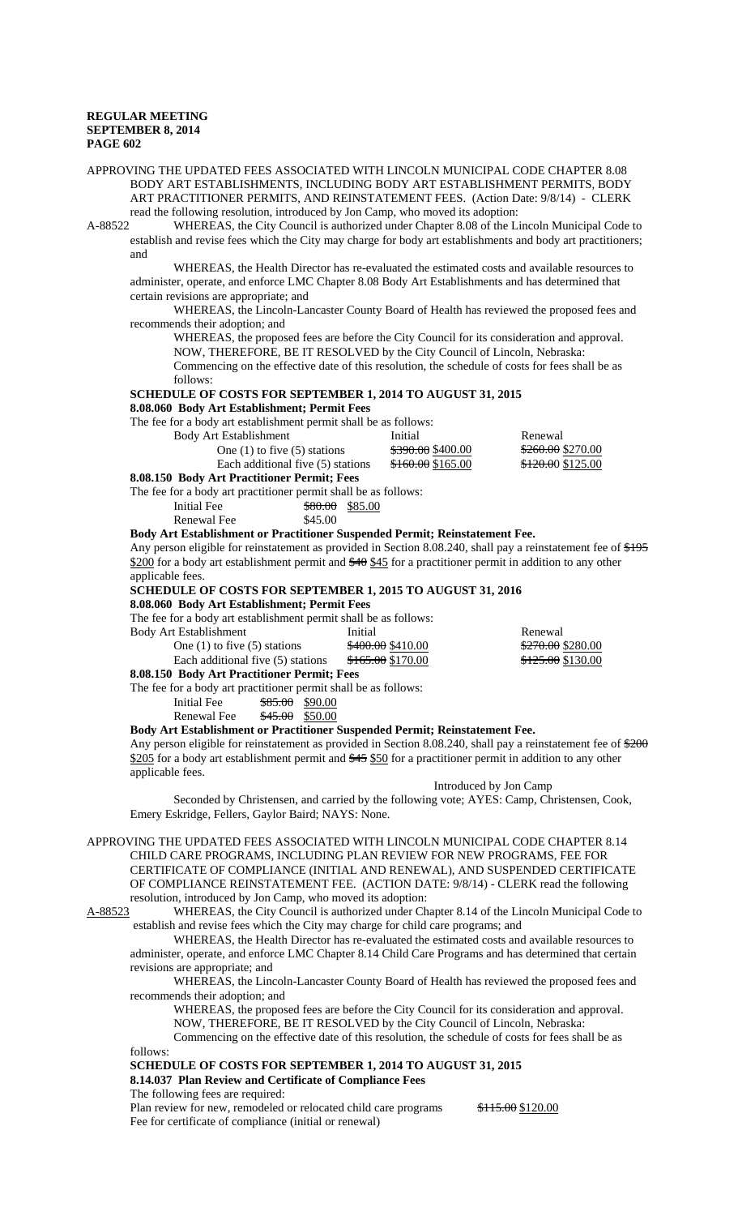APPROVING THE UPDATED FEES ASSOCIATED WITH LINCOLN MUNICIPAL CODE CHAPTER 8.08 BODY ART ESTABLISHMENTS, INCLUDING BODY ART ESTABLISHMENT PERMITS, BODY ART PRACTITIONER PERMITS, AND REINSTATEMENT FEES. (Action Date: 9/8/14) - CLERK read the following resolution, introduced by Jon Camp, who moved its adoption:

A-88522 WHEREAS, the City Council is authorized under Chapter 8.08 of the Lincoln Municipal Code to establish and revise fees which the City may charge for body art establishments and body art practitioners; and

WHEREAS, the Health Director has re-evaluated the estimated costs and available resources to administer, operate, and enforce LMC Chapter 8.08 Body Art Establishments and has determined that certain revisions are appropriate; and

WHEREAS, the Lincoln-Lancaster County Board of Health has reviewed the proposed fees and recommends their adoption; and

WHEREAS, the proposed fees are before the City Council for its consideration and approval.

NOW, THEREFORE, BE IT RESOLVED by the City Council of Lincoln, Nebraska:

Commencing on the effective date of this resolution, the schedule of costs for fees shall be as follows:

**SCHEDULE OF COSTS FOR SEPTEMBER 1, 2014 TO AUGUST 31, 2015**

**8.08.060 Body Art Establishment; Permit Fees**

The fee for a body art establishment permit shall be as follows:

| Body Art Establishment | Initial | Renewal |
|---|---|---|
| One (1) to five (5) stations | ~~$390.00~~ $400.00 | ~~$260.00~~ $270.00 |
| Each additional five (5) stations | ~~$160.00~~ $165.00 | ~~$120.00~~ $125.00 |

**8.08.150 Body Art Practitioner Permit; Fees**

The fee for a body art practitioner permit shall be as follows:

| | |
|---|---|
| Initial Fee | ~~$80.00~~ $85.00 |
| Renewal Fee | $45.00 |

**Body Art Establishment or Practitioner Suspended Permit; Reinstatement Fee.**

Any person eligible for reinstatement as provided in Section 8.08.240, shall pay a reinstatement fee of ~~$195~~ $200 for a body art establishment permit and ~~$40~~ $45 for a practitioner permit in addition to any other applicable fees.

**SCHEDULE OF COSTS FOR SEPTEMBER 1, 2015 TO AUGUST 31, 2016**

**8.08.060 Body Art Establishment; Permit Fees**

The fee for a body art establishment permit shall be as follows:

| Body Art Establishment | Initial | Renewal |
|---|---|---|
| One (1) to five (5) stations | ~~$400.00~~ $410.00 | ~~$270.00~~ $280.00 |
| Each additional five (5) stations | ~~$165.00~~ $170.00 | ~~$125.00~~ $130.00 |

**8.08.150 Body Art Practitioner Permit; Fees**

The fee for a body art practitioner permit shall be as follows:

| | |
|---|---|
| Initial Fee | ~~$85.00~~ $90.00 |
| Renewal Fee | ~~$45.00~~ $50.00 |

**Body Art Establishment or Practitioner Suspended Permit; Reinstatement Fee.**

Any person eligible for reinstatement as provided in Section 8.08.240, shall pay a reinstatement fee of ~~$200~~ $205 for a body art establishment permit and ~~$45~~ $50 for a practitioner permit in addition to any other applicable fees.

Introduced by Jon Camp

Seconded by Christensen, and carried by the following vote; AYES: Camp, Christensen, Cook, Emery Eskridge, Fellers, Gaylor Baird; NAYS: None.

APPROVING THE UPDATED FEES ASSOCIATED WITH LINCOLN MUNICIPAL CODE CHAPTER 8.14 CHILD CARE PROGRAMS, INCLUDING PLAN REVIEW FOR NEW PROGRAMS, FEE FOR CERTIFICATE OF COMPLIANCE (INITIAL AND RENEWAL), AND SUSPENDED CERTIFICATE OF COMPLIANCE REINSTATEMENT FEE. (ACTION DATE: 9/8/14) - CLERK read the following resolution, introduced by Jon Camp, who moved its adoption:

A-88523 WHEREAS, the City Council is authorized under Chapter 8.14 of the Lincoln Municipal Code to establish and revise fees which the City may charge for child care programs; and

WHEREAS, the Health Director has re-evaluated the estimated costs and available resources to administer, operate, and enforce LMC Chapter 8.14 Child Care Programs and has determined that certain revisions are appropriate; and

WHEREAS, the Lincoln-Lancaster County Board of Health has reviewed the proposed fees and recommends their adoption; and

WHEREAS, the proposed fees are before the City Council for its consideration and approval.

NOW, THEREFORE, BE IT RESOLVED by the City Council of Lincoln, Nebraska:

Commencing on the effective date of this resolution, the schedule of costs for fees shall be as follows:

**SCHEDULE OF COSTS FOR SEPTEMBER 1, 2014 TO AUGUST 31, 2015**

**8.14.037 Plan Review and Certificate of Compliance Fees**

The following fees are required:

Plan review for new, remodeled or relocated child care programs ~~$115.00~~ $120.00

Fee for certificate of compliance (initial or renewal)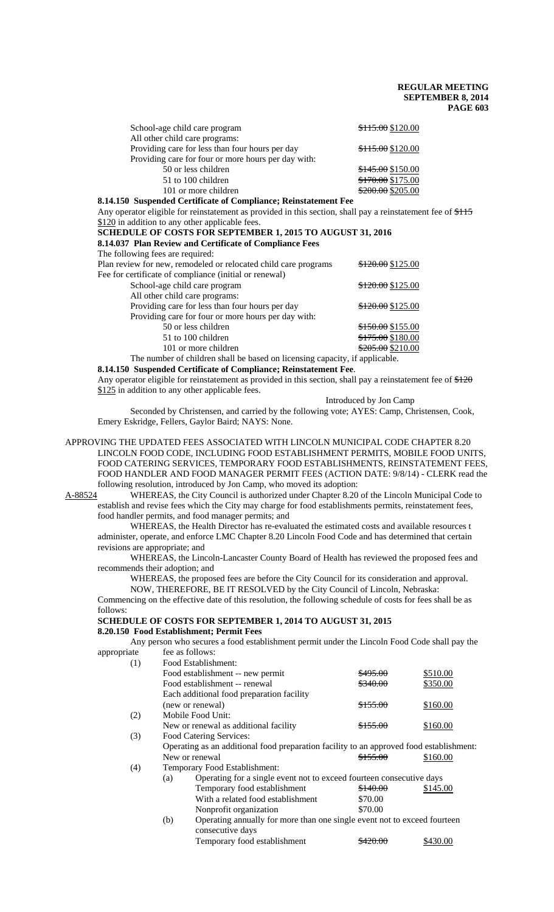| | |
|---|---|
| School-age child care program | ~~$115.00~~ $120.00 |
| All other child care programs: | |
| Providing care for less than four hours per day | ~~$115.00~~ $120.00 |
| Providing care for four or more hours per day with: | |
| 50 or less children | ~~$145.00~~ $150.00 |
| 51 to 100 children | ~~$170.00~~ $175.00 |
| 101 or more children | ~~$200.00~~ $205.00 |

**8.14.150 Suspended Certificate of Compliance; Reinstatement Fee**

Any operator eligible for reinstatement as provided in this section, shall pay a reinstatement fee of ~~$115~~ $120 in addition to any other applicable fees.

**SCHEDULE OF COSTS FOR SEPTEMBER 1, 2015 TO AUGUST 31, 2016**

**8.14.037 Plan Review and Certificate of Compliance Fees**

The following fees are required:

| | |
|---|---|
| Plan review for new, remodeled or relocated child care programs | ~~$120.00~~ $125.00 |
| Fee for certificate of compliance (initial or renewal) | |
| School-age child care program | ~~$120.00~~ $125.00 |
| All other child care programs: | |
| Providing care for less than four hours per day | ~~$120.00~~ $125.00 |
| Providing care for four or more hours per day with: | |
| 50 or less children | ~~$150.00~~ $155.00 |
| 51 to 100 children | ~~$175.00~~ $180.00 |
| 101 or more children | ~~$205.00~~ $210.00 |

The number of children shall be based on licensing capacity, if applicable.

**8.14.150 Suspended Certificate of Compliance; Reinstatement Fee**.

Any operator eligible for reinstatement as provided in this section, shall pay a reinstatement fee of ~~$120~~ $125 in addition to any other applicable fees.

Introduced by Jon Camp

Seconded by Christensen, and carried by the following vote; AYES: Camp, Christensen, Cook, Emery Eskridge, Fellers, Gaylor Baird; NAYS: None.

APPROVING THE UPDATED FEES ASSOCIATED WITH LINCOLN MUNICIPAL CODE CHAPTER 8.20 LINCOLN FOOD CODE, INCLUDING FOOD ESTABLISHMENT PERMITS, MOBILE FOOD UNITS, FOOD CATERING SERVICES, TEMPORARY FOOD ESTABLISHMENTS, REINSTATEMENT FEES, FOOD HANDLER AND FOOD MANAGER PERMIT FEES (ACTION DATE: 9/8/14) - CLERK read the following resolution, introduced by Jon Camp, who moved its adoption:

A-88524 WHEREAS, the City Council is authorized under Chapter 8.20 of the Lincoln Municipal Code to establish and revise fees which the City may charge for food establishments permits, reinstatement fees, food handler permits, and food manager permits; and

WHEREAS, the Health Director has re-evaluated the estimated costs and available resources t administer, operate, and enforce LMC Chapter 8.20 Lincoln Food Code and has determined that certain revisions are appropriate; and

WHEREAS, the Lincoln-Lancaster County Board of Health has reviewed the proposed fees and recommends their adoption; and

WHEREAS, the proposed fees are before the City Council for its consideration and approval.

NOW, THEREFORE, BE IT RESOLVED by the City Council of Lincoln, Nebraska:

Commencing on the effective date of this resolution, the following schedule of costs for fees shall be as follows:

**SCHEDULE OF COSTS FOR SEPTEMBER 1, 2014 TO AUGUST 31, 2015**

**8.20.150 Food Establishment; Permit Fees**

Any person who secures a food establishment permit under the Lincoln Food Code shall pay the appropriate fee as follows:

| | | | |
|---|---|---|---|
| (1) | Food Establishment: | | |
| | Food establishment -- new permit | ~~$495.00~~ | $510.00 |
| | Food establishment -- renewal | ~~$340.00~~ | $350.00 |
| | Each additional food preparation facility (new or renewal) | ~~$155.00~~ | $160.00 |
| (2) | Mobile Food Unit: | | |
| | New or renewal as additional facility | ~~$155.00~~ | $160.00 |
| (3) | Food Catering Services: | | |
| | Operating as an additional food preparation facility to an approved food establishment: New or renewal | ~~$155.00~~ | $160.00 |
| (4) | Temporary Food Establishment: | | |
| | (a) Operating for a single event not to exceed fourteen consecutive days | | |
| | Temporary food establishment | ~~$140.00~~ | $145.00 |
| | With a related food establishment | $70.00 | |
| | Nonprofit organization | $70.00 | |
| | (b) Operating annually for more than one single event not to exceed fourteen consecutive days | | |
| | Temporary food establishment | ~~$420.00~~ | $430.00 |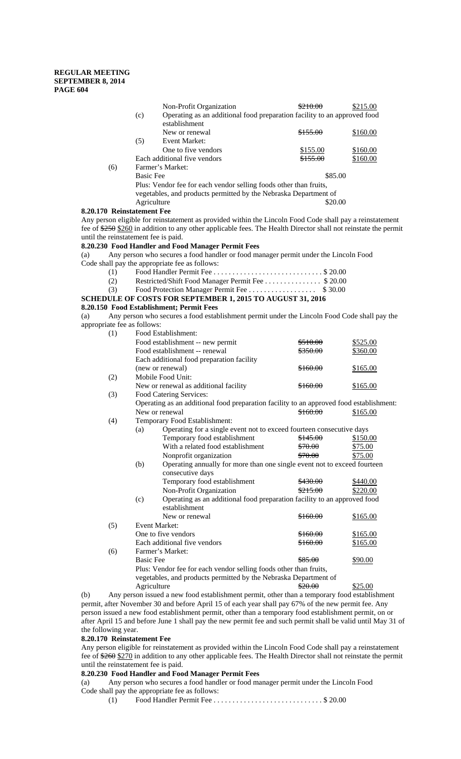| | | | | |
|---|---|---|---|---|
| | | Non-Profit Organization | ~~$210.00~~ | $215.00 |
| | (c) | Operating as an additional food preparation facility to an approved food establishment | | |
| | | New or renewal | ~~$155.00~~ | $160.00 |
| | (5) | Event Market: | | |
| | | One to five vendors | $155.00 | $160.00 |
| | | Each additional five vendors | ~~$155.00~~ | $160.00 |
| (6) | | Farmer's Market: | | |
| | | Basic Fee | $85.00 | |
| | | Plus: Vendor fee for each vendor selling foods other than fruits, vegetables, and products permitted by the Nebraska Department of Agriculture | $20.00 | |

**8.20.170 Reinstatement Fee**

Any person eligible for reinstatement as provided within the Lincoln Food Code shall pay a reinstatement fee of ~~$250~~ $260 in addition to any other applicable fees. The Health Director shall not reinstate the permit until the reinstatement fee is paid.

**8.20.230 Food Handler and Food Manager Permit Fees**

(a) Any person who secures a food handler or food manager permit under the Lincoln Food Code shall pay the appropriate fee as follows:

(1) Food Handler Permit Fee . . . . . . . . . . . . . . . . . . . . . . . . . . . . $ 20.00

(2) Restricted/Shift Food Manager Permit Fee . . . . . . . . . . . . . . . $ 20.00

(3) Food Protection Manager Permit Fee . . . . . . . . . . . . . . . . . . $ 30.00

**SCHEDULE OF COSTS FOR SEPTEMBER 1, 2015 TO AUGUST 31, 2016**

**8.20.150 Food Establishment; Permit Fees**

(a) Any person who secures a food establishment permit under the Lincoln Food Code shall pay the appropriate fee as follows:

| | | | | |
|---|---|---|---|---|
| (1) | | Food Establishment: | | |
| | | Food establishment -- new permit | ~~$510.00~~ | $525.00 |
| | | Food establishment -- renewal | ~~$350.00~~ | $360.00 |
| | | Each additional food preparation facility (new or renewal) | ~~$160.00~~ | $165.00 |
| (2) | | Mobile Food Unit: | | |
| | | New or renewal as additional facility | ~~$160.00~~ | $165.00 |
| (3) | | Food Catering Services: | | |
| | | Operating as an additional food preparation facility to an approved food establishment: | | |
| | | New or renewal | ~~$160.00~~ | $165.00 |
| (4) | | Temporary Food Establishment: | | |
| | (a) | Operating for a single event not to exceed fourteen consecutive days | | |
| | | Temporary food establishment | ~~$145.00~~ | $150.00 |
| | | With a related food establishment | ~~$70.00~~ | $75.00 |
| | | Nonprofit organization | ~~$70.00~~ | $75.00 |
| | (b) | Operating annually for more than one single event not to exceed fourteen consecutive days | | |
| | | Temporary food establishment | ~~$430.00~~ | $440.00 |
| | | Non-Profit Organization | ~~$215.00~~ | $220.00 |
| | (c) | Operating as an additional food preparation facility to an approved food establishment | | |
| | | New or renewal | ~~$160.00~~ | $165.00 |
| (5) | | Event Market: | | |
| | | One to five vendors | ~~$160.00~~ | $165.00 |
| | | Each additional five vendors | ~~$160.00~~ | $165.00 |
| (6) | | Farmer's Market: | | |
| | | Basic Fee | ~~$85.00~~ | $90.00 |
| | | Plus: Vendor fee for each vendor selling foods other than fruits, vegetables, and products permitted by the Nebraska Department of Agriculture | ~~$20.00~~ | $25.00 |

(b) Any person issued a new food establishment permit, other than a temporary food establishment permit, after November 30 and before April 15 of each year shall pay 67% of the new permit fee. Any person issued a new food establishment permit, other than a temporary food establishment permit, on or after April 15 and before June 1 shall pay the new permit fee and such permit shall be valid until May 31 of the following year.

**8.20.170 Reinstatement Fee**

Any person eligible for reinstatement as provided within the Lincoln Food Code shall pay a reinstatement fee of ~~$260~~ $270 in addition to any other applicable fees. The Health Director shall not reinstate the permit until the reinstatement fee is paid.

**8.20.230 Food Handler and Food Manager Permit Fees**

(a) Any person who secures a food handler or food manager permit under the Lincoln Food Code shall pay the appropriate fee as follows:

(1) Food Handler Permit Fee . . . . . . . . . . . . . . . . . . . . . . . . . . . . $ 20.00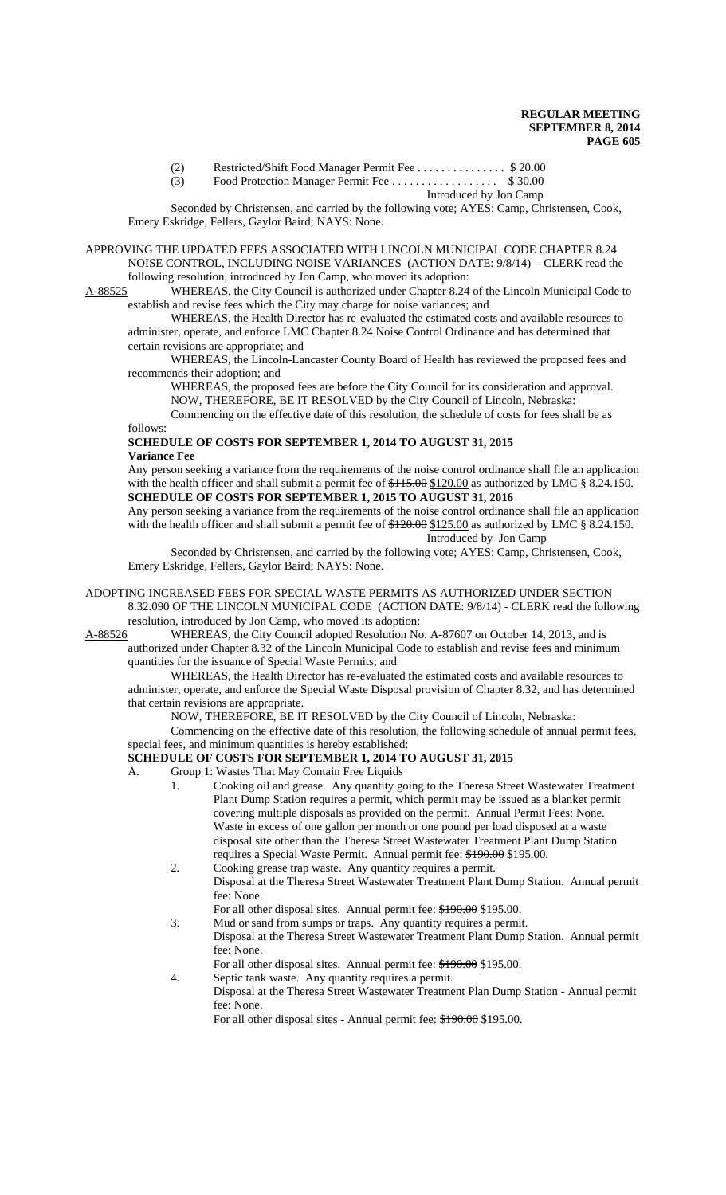(2) Restricted/Shift Food Manager Permit Fee . . . . . . . . . . . . . . . $ 20.00
(3) Food Protection Manager Permit Fee . . . . . . . . . . . . . . . . . . $ 30.00

Introduced by Jon Camp

Seconded by Christensen, and carried by the following vote; AYES: Camp, Christensen, Cook, Emery Eskridge, Fellers, Gaylor Baird; NAYS: None.

APPROVING THE UPDATED FEES ASSOCIATED WITH LINCOLN MUNICIPAL CODE CHAPTER 8.24 NOISE CONTROL, INCLUDING NOISE VARIANCES (ACTION DATE: 9/8/14) - CLERK read the following resolution, introduced by Jon Camp, who moved its adoption:

A-88525 WHEREAS, the City Council is authorized under Chapter 8.24 of the Lincoln Municipal Code to establish and revise fees which the City may charge for noise variances; and

WHEREAS, the Health Director has re-evaluated the estimated costs and available resources to administer, operate, and enforce LMC Chapter 8.24 Noise Control Ordinance and has determined that certain revisions are appropriate; and

WHEREAS, the Lincoln-Lancaster County Board of Health has reviewed the proposed fees and recommends their adoption; and

WHEREAS, the proposed fees are before the City Council for its consideration and approval.

NOW, THEREFORE, BE IT RESOLVED by the City Council of Lincoln, Nebraska:

Commencing on the effective date of this resolution, the schedule of costs for fees shall be as follows:

**SCHEDULE OF COSTS FOR SEPTEMBER 1, 2014 TO AUGUST 31, 2015**

**Variance Fee**

Any person seeking a variance from the requirements of the noise control ordinance shall file an application with the health officer and shall submit a permit fee of ~~$115.00~~ $120.00 as authorized by LMC § 8.24.150.

**SCHEDULE OF COSTS FOR SEPTEMBER 1, 2015 TO AUGUST 31, 2016**

Any person seeking a variance from the requirements of the noise control ordinance shall file an application with the health officer and shall submit a permit fee of ~~$120.00~~ $125.00 as authorized by LMC § 8.24.150.

Introduced by Jon Camp

Seconded by Christensen, and carried by the following vote; AYES: Camp, Christensen, Cook, Emery Eskridge, Fellers, Gaylor Baird; NAYS: None.

ADOPTING INCREASED FEES FOR SPECIAL WASTE PERMITS AS AUTHORIZED UNDER SECTION 8.32.090 OF THE LINCOLN MUNICIPAL CODE (ACTION DATE: 9/8/14) - CLERK read the following resolution, introduced by Jon Camp, who moved its adoption:

A-88526 WHEREAS, the City Council adopted Resolution No. A-87607 on October 14, 2013, and is authorized under Chapter 8.32 of the Lincoln Municipal Code to establish and revise fees and minimum quantities for the issuance of Special Waste Permits; and

WHEREAS, the Health Director has re-evaluated the estimated costs and available resources to administer, operate, and enforce the Special Waste Disposal provision of Chapter 8.32, and has determined that certain revisions are appropriate.

NOW, THEREFORE, BE IT RESOLVED by the City Council of Lincoln, Nebraska:

Commencing on the effective date of this resolution, the following schedule of annual permit fees, special fees, and minimum quantities is hereby established:

**SCHEDULE OF COSTS FOR SEPTEMBER 1, 2014 TO AUGUST 31, 2015**

A. Group 1: Wastes That May Contain Free Liquids

1. Cooking oil and grease. Any quantity going to the Theresa Street Wastewater Treatment Plant Dump Station requires a permit, which permit may be issued as a blanket permit covering multiple disposals as provided on the permit. Annual Permit Fees: None. Waste in excess of one gallon per month or one pound per load disposed at a waste disposal site other than the Theresa Street Wastewater Treatment Plant Dump Station requires a Special Waste Permit. Annual permit fee: ~~$190.00~~ $195.00.
2. Cooking grease trap waste. Any quantity requires a permit.
   Disposal at the Theresa Street Wastewater Treatment Plant Dump Station. Annual permit fee: None.
   For all other disposal sites. Annual permit fee: ~~$190.00~~ $195.00.
3. Mud or sand from sumps or traps. Any quantity requires a permit.
   Disposal at the Theresa Street Wastewater Treatment Plant Dump Station. Annual permit fee: None.
   For all other disposal sites. Annual permit fee: ~~$190.00~~ $195.00.
4. Septic tank waste. Any quantity requires a permit.
   Disposal at the Theresa Street Wastewater Treatment Plan Dump Station - Annual permit fee: None.
   For all other disposal sites - Annual permit fee: ~~$190.00~~ $195.00.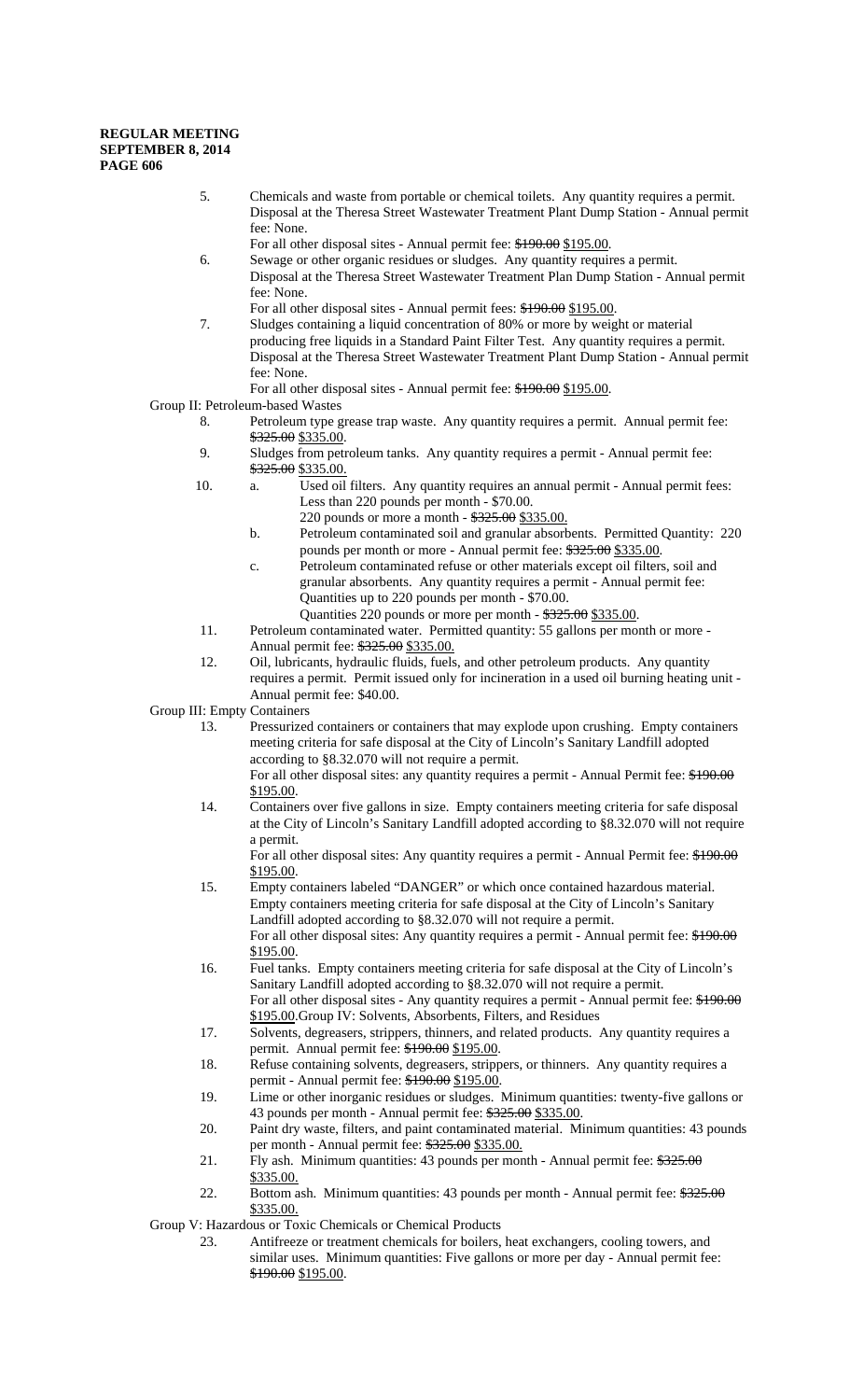5. Chemicals and waste from portable or chemical toilets. Any quantity requires a permit. Disposal at the Theresa Street Wastewater Treatment Plant Dump Station - Annual permit fee: None.

   For all other disposal sites - Annual permit fee: ~~$190.00~~ $195.00.

6. Sewage or other organic residues or sludges. Any quantity requires a permit. Disposal at the Theresa Street Wastewater Treatment Plan Dump Station - Annual permit fee: None.

   For all other disposal sites - Annual permit fees: ~~$190.00~~ $195.00.

7. Sludges containing a liquid concentration of 80% or more by weight or material producing free liquids in a Standard Paint Filter Test. Any quantity requires a permit. Disposal at the Theresa Street Wastewater Treatment Plant Dump Station - Annual permit fee: None.

   For all other disposal sites - Annual permit fee: ~~$190.00~~ $195.00.

Group II: Petroleum-based Wastes

8. Petroleum type grease trap waste. Any quantity requires a permit. Annual permit fee: ~~$325.00~~ $335.00.

9. Sludges from petroleum tanks. Any quantity requires a permit - Annual permit fee: ~~$325.00~~ $335.00.

10. a. Used oil filters. Any quantity requires an annual permit - Annual permit fees: Less than 220 pounds per month - $70.00.
       220 pounds or more a month - ~~$325.00~~ $335.00.

    b. Petroleum contaminated soil and granular absorbents. Permitted Quantity: 220 pounds per month or more - Annual permit fee: ~~$325.00~~ $335.00.

    c. Petroleum contaminated refuse or other materials except oil filters, soil and granular absorbents. Any quantity requires a permit - Annual permit fee: Quantities up to 220 pounds per month - $70.00.
       Quantities 220 pounds or more per month - ~~$325.00~~ $335.00.

11. Petroleum contaminated water. Permitted quantity: 55 gallons per month or more - Annual permit fee: ~~$325.00~~ $335.00.

12. Oil, lubricants, hydraulic fluids, fuels, and other petroleum products. Any quantity requires a permit. Permit issued only for incineration in a used oil burning heating unit - Annual permit fee: $40.00.

Group III: Empty Containers

13. Pressurized containers or containers that may explode upon crushing. Empty containers meeting criteria for safe disposal at the City of Lincoln's Sanitary Landfill adopted according to §8.32.070 will not require a permit.

    For all other disposal sites: any quantity requires a permit - Annual Permit fee: ~~$190.00~~ $195.00.

14. Containers over five gallons in size. Empty containers meeting criteria for safe disposal at the City of Lincoln's Sanitary Landfill adopted according to §8.32.070 will not require a permit.

    For all other disposal sites: Any quantity requires a permit - Annual Permit fee: ~~$190.00~~ $195.00.

15. Empty containers labeled "DANGER" or which once contained hazardous material. Empty containers meeting criteria for safe disposal at the City of Lincoln's Sanitary Landfill adopted according to §8.32.070 will not require a permit.

    For all other disposal sites: Any quantity requires a permit - Annual permit fee: ~~$190.00~~ $195.00.

16. Fuel tanks. Empty containers meeting criteria for safe disposal at the City of Lincoln's Sanitary Landfill adopted according to §8.32.070 will not require a permit.

    For all other disposal sites - Any quantity requires a permit - Annual permit fee: ~~$190.00~~ $195.00.Group IV: Solvents, Absorbents, Filters, and Residues

17. Solvents, degreasers, strippers, thinners, and related products. Any quantity requires a permit. Annual permit fee: ~~$190.00~~ $195.00.

18. Refuse containing solvents, degreasers, strippers, or thinners. Any quantity requires a permit - Annual permit fee: ~~$190.00~~ $195.00.

19. Lime or other inorganic residues or sludges. Minimum quantities: twenty-five gallons or 43 pounds per month - Annual permit fee: ~~$325.00~~ $335.00.

20. Paint dry waste, filters, and paint contaminated material. Minimum quantities: 43 pounds per month - Annual permit fee: ~~$325.00~~ $335.00.

21. Fly ash. Minimum quantities: 43 pounds per month - Annual permit fee: ~~$325.00~~ $335.00.

22. Bottom ash. Minimum quantities: 43 pounds per month - Annual permit fee: ~~$325.00~~ $335.00.

Group V: Hazardous or Toxic Chemicals or Chemical Products

23. Antifreeze or treatment chemicals for boilers, heat exchangers, cooling towers, and similar uses. Minimum quantities: Five gallons or more per day - Annual permit fee: ~~$190.00~~ $195.00.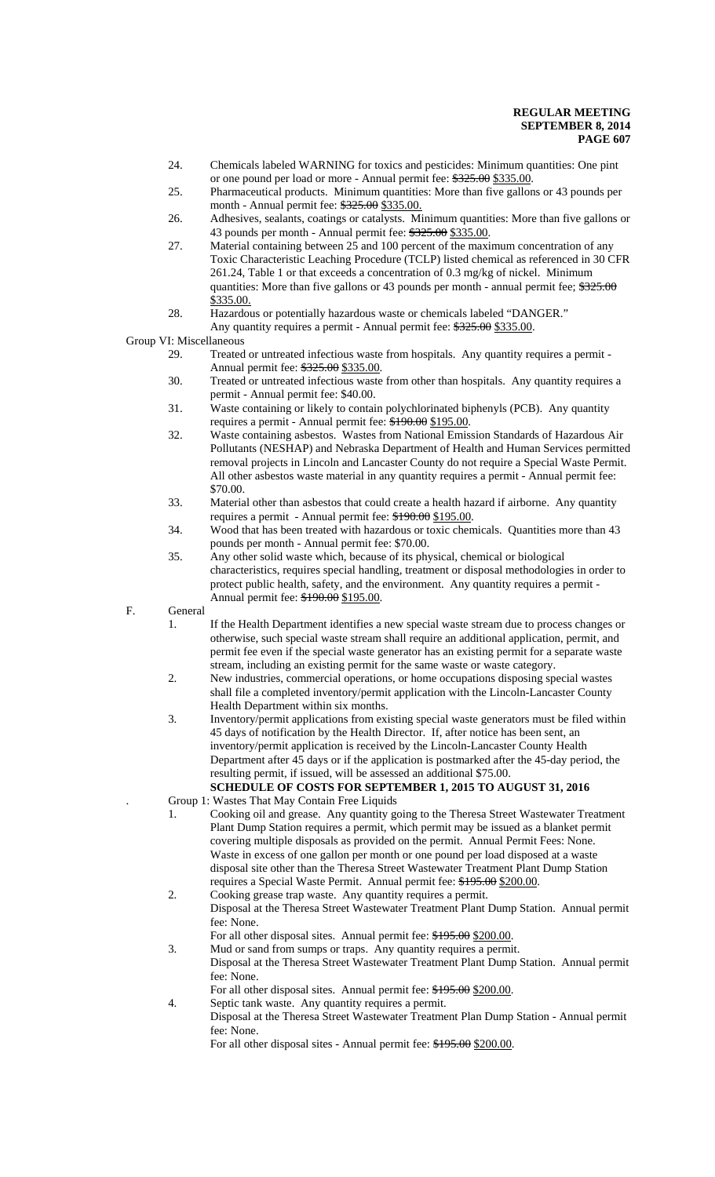24. Chemicals labeled WARNING for toxics and pesticides: Minimum quantities: One pint or one pound per load or more - Annual permit fee: ~~$325.00~~ $335.00.
25. Pharmaceutical products. Minimum quantities: More than five gallons or 43 pounds per month - Annual permit fee: ~~$325.00~~ $335.00.
26. Adhesives, sealants, coatings or catalysts. Minimum quantities: More than five gallons or 43 pounds per month - Annual permit fee: ~~$325.00~~ $335.00.
27. Material containing between 25 and 100 percent of the maximum concentration of any Toxic Characteristic Leaching Procedure (TCLP) listed chemical as referenced in 30 CFR 261.24, Table 1 or that exceeds a concentration of 0.3 mg/kg of nickel. Minimum quantities: More than five gallons or 43 pounds per month - annual permit fee; ~~$325.00~~ $335.00.
28. Hazardous or potentially hazardous waste or chemicals labeled "DANGER." Any quantity requires a permit - Annual permit fee: ~~$325.00~~ $335.00.

Group VI: Miscellaneous

29. Treated or untreated infectious waste from hospitals. Any quantity requires a permit - Annual permit fee: ~~$325.00~~ $335.00.
30. Treated or untreated infectious waste from other than hospitals. Any quantity requires a permit - Annual permit fee: $40.00.
31. Waste containing or likely to contain polychlorinated biphenyls (PCB). Any quantity requires a permit - Annual permit fee: ~~$190.00~~ $195.00.
32. Waste containing asbestos. Wastes from National Emission Standards of Hazardous Air Pollutants (NESHAP) and Nebraska Department of Health and Human Services permitted removal projects in Lincoln and Lancaster County do not require a Special Waste Permit. All other asbestos waste material in any quantity requires a permit - Annual permit fee: $70.00.
33. Material other than asbestos that could create a health hazard if airborne. Any quantity requires a permit - Annual permit fee: ~~$190.00~~ $195.00.
34. Wood that has been treated with hazardous or toxic chemicals. Quantities more than 43 pounds per month - Annual permit fee: $70.00.
35. Any other solid waste which, because of its physical, chemical or biological characteristics, requires special handling, treatment or disposal methodologies in order to protect public health, safety, and the environment. Any quantity requires a permit - Annual permit fee: ~~$190.00~~ $195.00.

F. General

1. If the Health Department identifies a new special waste stream due to process changes or otherwise, such special waste stream shall require an additional application, permit, and permit fee even if the special waste generator has an existing permit for a separate waste stream, including an existing permit for the same waste or waste category.
2. New industries, commercial operations, or home occupations disposing special wastes shall file a completed inventory/permit application with the Lincoln-Lancaster County Health Department within six months.
3. Inventory/permit applications from existing special waste generators must be filed within 45 days of notification by the Health Director. If, after notice has been sent, an inventory/permit application is received by the Lincoln-Lancaster County Health Department after 45 days or if the application is postmarked after the 45-day period, the resulting permit, if issued, will be assessed an additional $75.00.

**SCHEDULE OF COSTS FOR SEPTEMBER 1, 2015 TO AUGUST 31, 2016**

. Group 1: Wastes That May Contain Free Liquids

1. Cooking oil and grease. Any quantity going to the Theresa Street Wastewater Treatment Plant Dump Station requires a permit, which permit may be issued as a blanket permit covering multiple disposals as provided on the permit. Annual Permit Fees: None. Waste in excess of one gallon per month or one pound per load disposed at a waste disposal site other than the Theresa Street Wastewater Treatment Plant Dump Station requires a Special Waste Permit. Annual permit fee: ~~$195.00~~ $200.00.
2. Cooking grease trap waste. Any quantity requires a permit.
   Disposal at the Theresa Street Wastewater Treatment Plant Dump Station. Annual permit fee: None.
   For all other disposal sites. Annual permit fee: ~~$195.00~~ $200.00.
3. Mud or sand from sumps or traps. Any quantity requires a permit.
   Disposal at the Theresa Street Wastewater Treatment Plant Dump Station. Annual permit fee: None.
   For all other disposal sites. Annual permit fee: ~~$195.00~~ $200.00.
4. Septic tank waste. Any quantity requires a permit.
   Disposal at the Theresa Street Wastewater Treatment Plan Dump Station - Annual permit fee: None.
   For all other disposal sites - Annual permit fee: ~~$195.00~~ $200.00.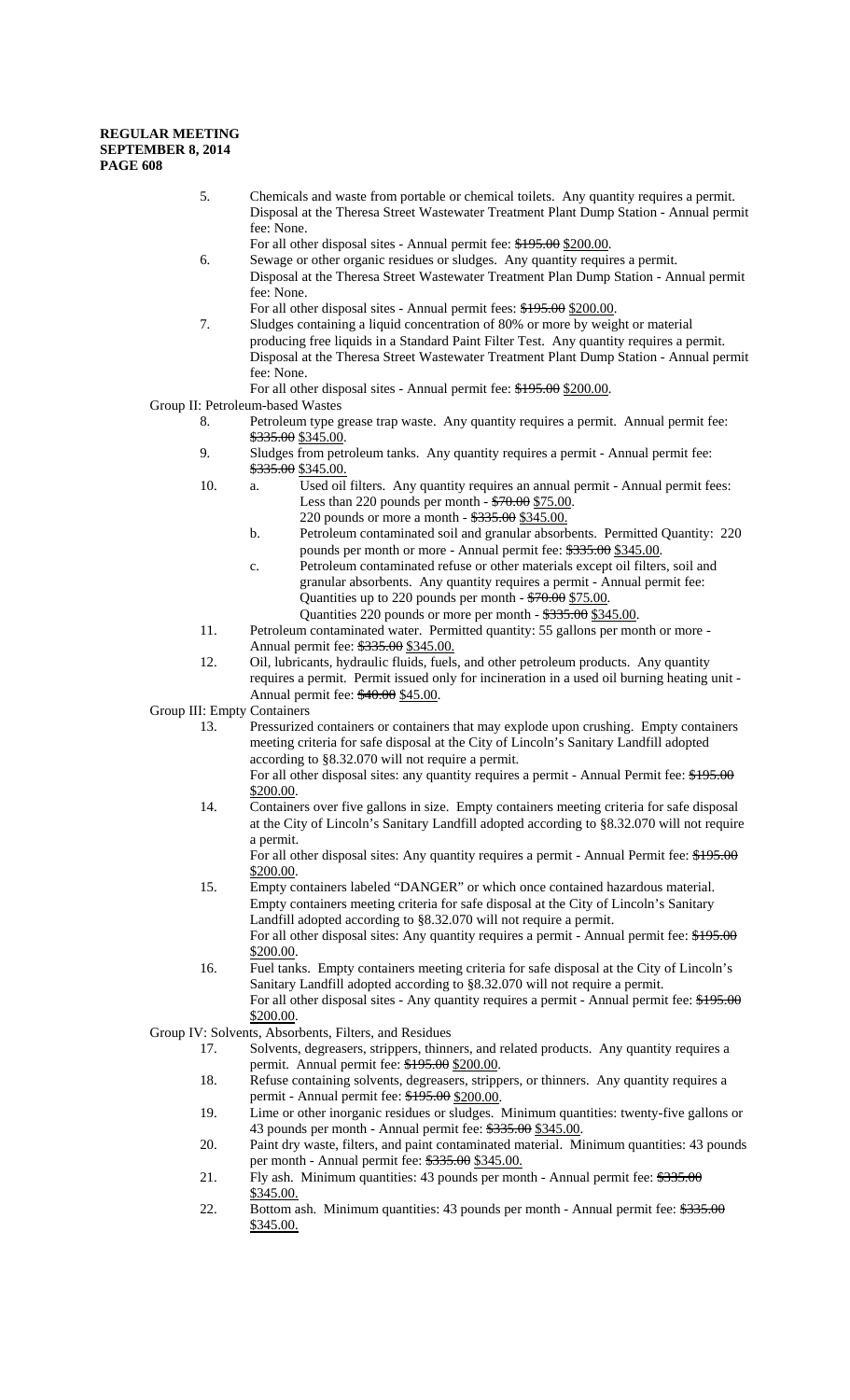5. Chemicals and waste from portable or chemical toilets. Any quantity requires a permit. Disposal at the Theresa Street Wastewater Treatment Plant Dump Station - Annual permit fee: None.
   For all other disposal sites - Annual permit fee: ~~$195.00~~ $200.00.
6. Sewage or other organic residues or sludges. Any quantity requires a permit. Disposal at the Theresa Street Wastewater Treatment Plan Dump Station - Annual permit fee: None.
   For all other disposal sites - Annual permit fees: ~~$195.00~~ $200.00.
7. Sludges containing a liquid concentration of 80% or more by weight or material producing free liquids in a Standard Paint Filter Test. Any quantity requires a permit. Disposal at the Theresa Street Wastewater Treatment Plant Dump Station - Annual permit fee: None.
   For all other disposal sites - Annual permit fee: ~~$195.00~~ $200.00.

Group II: Petroleum-based Wastes

8. Petroleum type grease trap waste. Any quantity requires a permit. Annual permit fee: ~~$335.00~~ $345.00.
9. Sludges from petroleum tanks. Any quantity requires a permit - Annual permit fee: ~~$335.00~~ $345.00.
10. a. Used oil filters. Any quantity requires an annual permit - Annual permit fees: Less than 220 pounds per month - ~~$70.00~~ $75.00.
       220 pounds or more a month - ~~$335.00~~ $345.00.
    b. Petroleum contaminated soil and granular absorbents. Permitted Quantity: 220 pounds per month or more - Annual permit fee: ~~$335.00~~ $345.00.
    c. Petroleum contaminated refuse or other materials except oil filters, soil and granular absorbents. Any quantity requires a permit - Annual permit fee: Quantities up to 220 pounds per month - ~~$70.00~~ $75.00.
       Quantities 220 pounds or more per month - ~~$335.00~~ $345.00.
11. Petroleum contaminated water. Permitted quantity: 55 gallons per month or more - Annual permit fee: ~~$335.00~~ $345.00.
12. Oil, lubricants, hydraulic fluids, fuels, and other petroleum products. Any quantity requires a permit. Permit issued only for incineration in a used oil burning heating unit - Annual permit fee: ~~$40.00~~ $45.00.

Group III: Empty Containers

13. Pressurized containers or containers that may explode upon crushing. Empty containers meeting criteria for safe disposal at the City of Lincoln's Sanitary Landfill adopted according to §8.32.070 will not require a permit.
    For all other disposal sites: any quantity requires a permit - Annual Permit fee: ~~$195.00~~ $200.00.
14. Containers over five gallons in size. Empty containers meeting criteria for safe disposal at the City of Lincoln's Sanitary Landfill adopted according to §8.32.070 will not require a permit.
    For all other disposal sites: Any quantity requires a permit - Annual Permit fee: ~~$195.00~~ $200.00.
15. Empty containers labeled "DANGER" or which once contained hazardous material. Empty containers meeting criteria for safe disposal at the City of Lincoln's Sanitary Landfill adopted according to §8.32.070 will not require a permit.
    For all other disposal sites: Any quantity requires a permit - Annual permit fee: ~~$195.00~~ $200.00.
16. Fuel tanks. Empty containers meeting criteria for safe disposal at the City of Lincoln's Sanitary Landfill adopted according to §8.32.070 will not require a permit.
    For all other disposal sites - Any quantity requires a permit - Annual permit fee: ~~$195.00~~ $200.00.

Group IV: Solvents, Absorbents, Filters, and Residues

17. Solvents, degreasers, strippers, thinners, and related products. Any quantity requires a permit. Annual permit fee: ~~$195.00~~ $200.00.
18. Refuse containing solvents, degreasers, strippers, or thinners. Any quantity requires a permit - Annual permit fee: ~~$195.00~~ $200.00.
19. Lime or other inorganic residues or sludges. Minimum quantities: twenty-five gallons or 43 pounds per month - Annual permit fee: ~~$335.00~~ $345.00.
20. Paint dry waste, filters, and paint contaminated material. Minimum quantities: 43 pounds per month - Annual permit fee: ~~$335.00~~ $345.00.
21. Fly ash. Minimum quantities: 43 pounds per month - Annual permit fee: ~~$335.00~~ $345.00.
22. Bottom ash. Minimum quantities: 43 pounds per month - Annual permit fee: ~~$335.00~~ $345.00.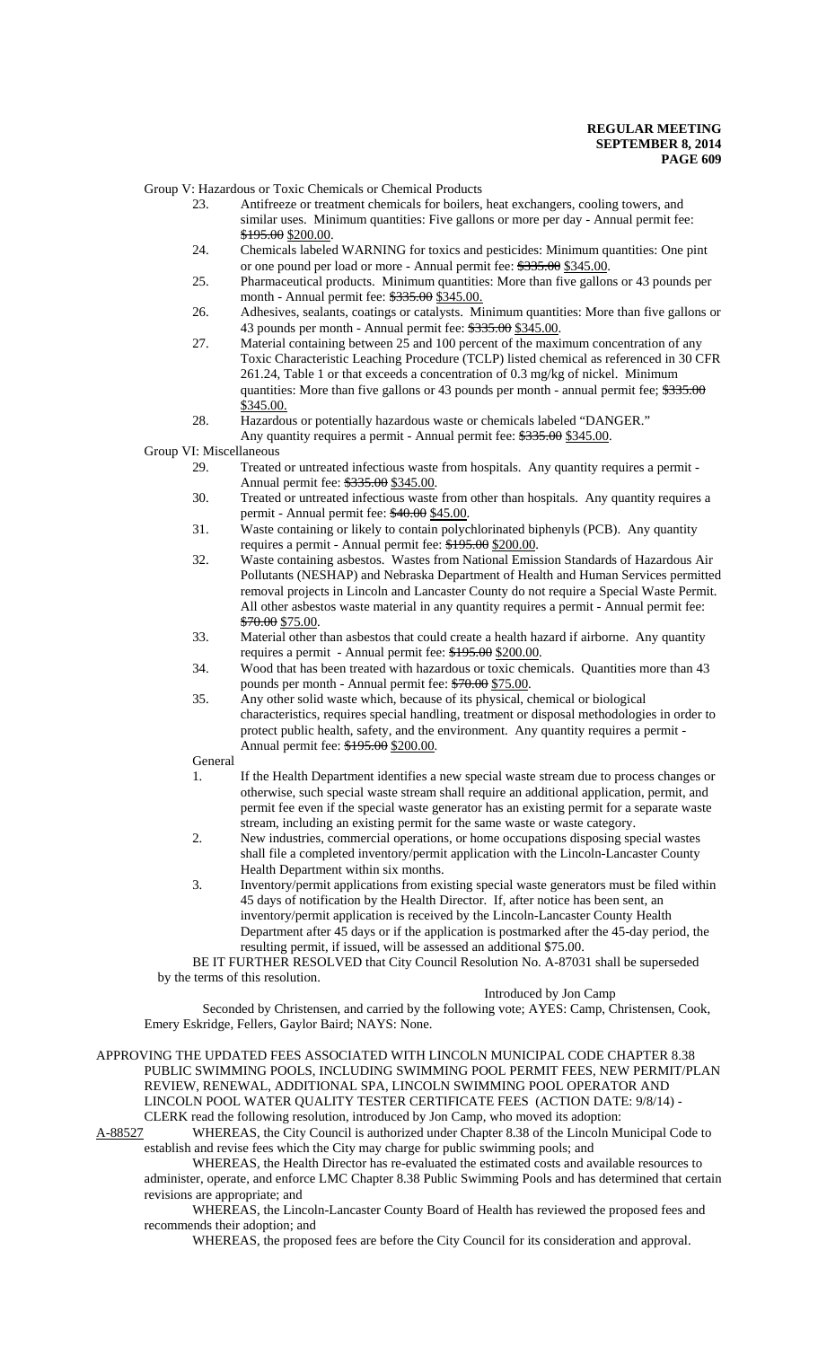Group V: Hazardous or Toxic Chemicals or Chemical Products

23. Antifreeze or treatment chemicals for boilers, heat exchangers, cooling towers, and similar uses. Minimum quantities: Five gallons or more per day - Annual permit fee: ~~$195.00~~ $200.00.
24. Chemicals labeled WARNING for toxics and pesticides: Minimum quantities: One pint or one pound per load or more - Annual permit fee: ~~$335.00~~ $345.00.
25. Pharmaceutical products. Minimum quantities: More than five gallons or 43 pounds per month - Annual permit fee: ~~$335.00~~ $345.00.
26. Adhesives, sealants, coatings or catalysts. Minimum quantities: More than five gallons or 43 pounds per month - Annual permit fee: ~~$335.00~~ $345.00.
27. Material containing between 25 and 100 percent of the maximum concentration of any Toxic Characteristic Leaching Procedure (TCLP) listed chemical as referenced in 30 CFR 261.24, Table 1 or that exceeds a concentration of 0.3 mg/kg of nickel. Minimum quantities: More than five gallons or 43 pounds per month - annual permit fee; ~~$335.00~~ $345.00.
28. Hazardous or potentially hazardous waste or chemicals labeled "DANGER." Any quantity requires a permit - Annual permit fee: ~~$335.00~~ $345.00.

Group VI: Miscellaneous

29. Treated or untreated infectious waste from hospitals. Any quantity requires a permit - Annual permit fee: ~~$335.00~~ $345.00.
30. Treated or untreated infectious waste from other than hospitals. Any quantity requires a permit - Annual permit fee: ~~$40.00~~ $45.00.
31. Waste containing or likely to contain polychlorinated biphenyls (PCB). Any quantity requires a permit - Annual permit fee: ~~$195.00~~ $200.00.
32. Waste containing asbestos. Wastes from National Emission Standards of Hazardous Air Pollutants (NESHAP) and Nebraska Department of Health and Human Services permitted removal projects in Lincoln and Lancaster County do not require a Special Waste Permit. All other asbestos waste material in any quantity requires a permit - Annual permit fee: ~~$70.00~~ $75.00.
33. Material other than asbestos that could create a health hazard if airborne. Any quantity requires a permit - Annual permit fee: ~~$195.00~~ $200.00.
34. Wood that has been treated with hazardous or toxic chemicals. Quantities more than 43 pounds per month - Annual permit fee: ~~$70.00~~ $75.00.
35. Any other solid waste which, because of its physical, chemical or biological characteristics, requires special handling, treatment or disposal methodologies in order to protect public health, safety, and the environment. Any quantity requires a permit - Annual permit fee: ~~$195.00~~ $200.00.

General

1. If the Health Department identifies a new special waste stream due to process changes or otherwise, such special waste stream shall require an additional application, permit, and permit fee even if the special waste generator has an existing permit for a separate waste stream, including an existing permit for the same waste or waste category.
2. New industries, commercial operations, or home occupations disposing special wastes shall file a completed inventory/permit application with the Lincoln-Lancaster County Health Department within six months.
3. Inventory/permit applications from existing special waste generators must be filed within 45 days of notification by the Health Director. If, after notice has been sent, an inventory/permit application is received by the Lincoln-Lancaster County Health Department after 45 days or if the application is postmarked after the 45-day period, the resulting permit, if issued, will be assessed an additional $75.00.

BE IT FURTHER RESOLVED that City Council Resolution No. A-87031 shall be superseded by the terms of this resolution.

Introduced by Jon Camp

Seconded by Christensen, and carried by the following vote; AYES: Camp, Christensen, Cook, Emery Eskridge, Fellers, Gaylor Baird; NAYS: None.

APPROVING THE UPDATED FEES ASSOCIATED WITH LINCOLN MUNICIPAL CODE CHAPTER 8.38 PUBLIC SWIMMING POOLS, INCLUDING SWIMMING POOL PERMIT FEES, NEW PERMIT/PLAN REVIEW, RENEWAL, ADDITIONAL SPA, LINCOLN SWIMMING POOL OPERATOR AND LINCOLN POOL WATER QUALITY TESTER CERTIFICATE FEES (ACTION DATE: 9/8/14) - CLERK read the following resolution, introduced by Jon Camp, who moved its adoption:

A-88527 WHEREAS, the City Council is authorized under Chapter 8.38 of the Lincoln Municipal Code to establish and revise fees which the City may charge for public swimming pools; and

WHEREAS, the Health Director has re-evaluated the estimated costs and available resources to administer, operate, and enforce LMC Chapter 8.38 Public Swimming Pools and has determined that certain revisions are appropriate; and

WHEREAS, the Lincoln-Lancaster County Board of Health has reviewed the proposed fees and recommends their adoption; and

WHEREAS, the proposed fees are before the City Council for its consideration and approval.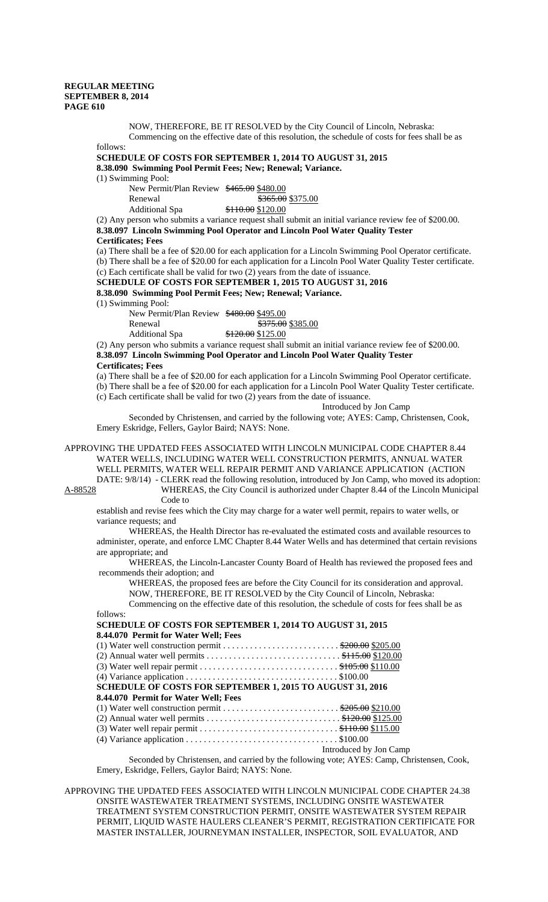NOW, THEREFORE, BE IT RESOLVED by the City Council of Lincoln, Nebraska:

Commencing on the effective date of this resolution, the schedule of costs for fees shall be as follows:

**SCHEDULE OF COSTS FOR SEPTEMBER 1, 2014 TO AUGUST 31, 2015**

**8.38.090 Swimming Pool Permit Fees; New; Renewal; Variance.**

(1) Swimming Pool:

New Permit/Plan Review ~~$465.00~~ $480.00

Renewal ~~$365.00~~ $375.00

Additional Spa ~~$110.00~~ $120.00

(2) Any person who submits a variance request shall submit an initial variance review fee of $200.00.

**8.38.097 Lincoln Swimming Pool Operator and Lincoln Pool Water Quality Tester Certificates; Fees**

(a) There shall be a fee of $20.00 for each application for a Lincoln Swimming Pool Operator certificate.

(b) There shall be a fee of $20.00 for each application for a Lincoln Pool Water Quality Tester certificate.

(c) Each certificate shall be valid for two (2) years from the date of issuance.

**SCHEDULE OF COSTS FOR SEPTEMBER 1, 2015 TO AUGUST 31, 2016**

**8.38.090 Swimming Pool Permit Fees; New; Renewal; Variance.**

(1) Swimming Pool:

New Permit/Plan Review ~~$480.00~~ $495.00

Renewal ~~$375.00~~ $385.00

Additional Spa ~~$120.00~~ $125.00

(2) Any person who submits a variance request shall submit an initial variance review fee of $200.00.

**8.38.097 Lincoln Swimming Pool Operator and Lincoln Pool Water Quality Tester Certificates; Fees**

(a) There shall be a fee of $20.00 for each application for a Lincoln Swimming Pool Operator certificate.

(b) There shall be a fee of $20.00 for each application for a Lincoln Pool Water Quality Tester certificate.

(c) Each certificate shall be valid for two (2) years from the date of issuance.

Introduced by Jon Camp

Seconded by Christensen, and carried by the following vote; AYES: Camp, Christensen, Cook, Emery Eskridge, Fellers, Gaylor Baird; NAYS: None.

APPROVING THE UPDATED FEES ASSOCIATED WITH LINCOLN MUNICIPAL CODE CHAPTER 8.44 WATER WELLS, INCLUDING WATER WELL CONSTRUCTION PERMITS, ANNUAL WATER WELL PERMITS, WATER WELL REPAIR PERMIT AND VARIANCE APPLICATION (ACTION DATE: 9/8/14) - CLERK read the following resolution, introduced by Jon Camp, who moved its adoption:

A-88528 WHEREAS, the City Council is authorized under Chapter 8.44 of the Lincoln Municipal Code to establish and revise fees which the City may charge for a water well permit, repairs to water wells, or variance requests; and

WHEREAS, the Health Director has re-evaluated the estimated costs and available resources to administer, operate, and enforce LMC Chapter 8.44 Water Wells and has determined that certain revisions are appropriate; and

WHEREAS, the Lincoln-Lancaster County Board of Health has reviewed the proposed fees and recommends their adoption; and

WHEREAS, the proposed fees are before the City Council for its consideration and approval.

NOW, THEREFORE, BE IT RESOLVED by the City Council of Lincoln, Nebraska:

Commencing on the effective date of this resolution, the schedule of costs for fees shall be as follows:

**SCHEDULE OF COSTS FOR SEPTEMBER 1, 2014 TO AUGUST 31, 2015**

**8.44.070 Permit for Water Well; Fees**

(1) Water well construction permit . . . . . . . . . . . . . . . . . . . . . . . . . . ~~$200.00~~ $205.00

(2) Annual water well permits . . . . . . . . . . . . . . . . . . . . . . . . . . . . . ~~$115.00~~ $120.00

(3) Water well repair permit . . . . . . . . . . . . . . . . . . . . . . . . . . . . . . ~~$105.00~~ $110.00

(4) Variance application . . . . . . . . . . . . . . . . . . . . . . . . . . . . . . . . . $100.00

**SCHEDULE OF COSTS FOR SEPTEMBER 1, 2015 TO AUGUST 31, 2016**

**8.44.070 Permit for Water Well; Fees**

(1) Water well construction permit . . . . . . . . . . . . . . . . . . . . . . . . . . ~~$205.00~~ $210.00

(2) Annual water well permits . . . . . . . . . . . . . . . . . . . . . . . . . . . . . ~~$120.00~~ $125.00

(3) Water well repair permit . . . . . . . . . . . . . . . . . . . . . . . . . . . . . . ~~$110.00~~ $115.00

(4) Variance application . . . . . . . . . . . . . . . . . . . . . . . . . . . . . . . . . $100.00

Introduced by Jon Camp

Seconded by Christensen, and carried by the following vote; AYES: Camp, Christensen, Cook, Emery, Eskridge, Fellers, Gaylor Baird; NAYS: None.

APPROVING THE UPDATED FEES ASSOCIATED WITH LINCOLN MUNICIPAL CODE CHAPTER 24.38 ONSITE WASTEWATER TREATMENT SYSTEMS, INCLUDING ONSITE WASTEWATER TREATMENT SYSTEM CONSTRUCTION PERMIT, ONSITE WASTEWATER SYSTEM REPAIR PERMIT, LIQUID WASTE HAULERS CLEANER'S PERMIT, REGISTRATION CERTIFICATE FOR MASTER INSTALLER, JOURNEYMAN INSTALLER, INSPECTOR, SOIL EVALUATOR, AND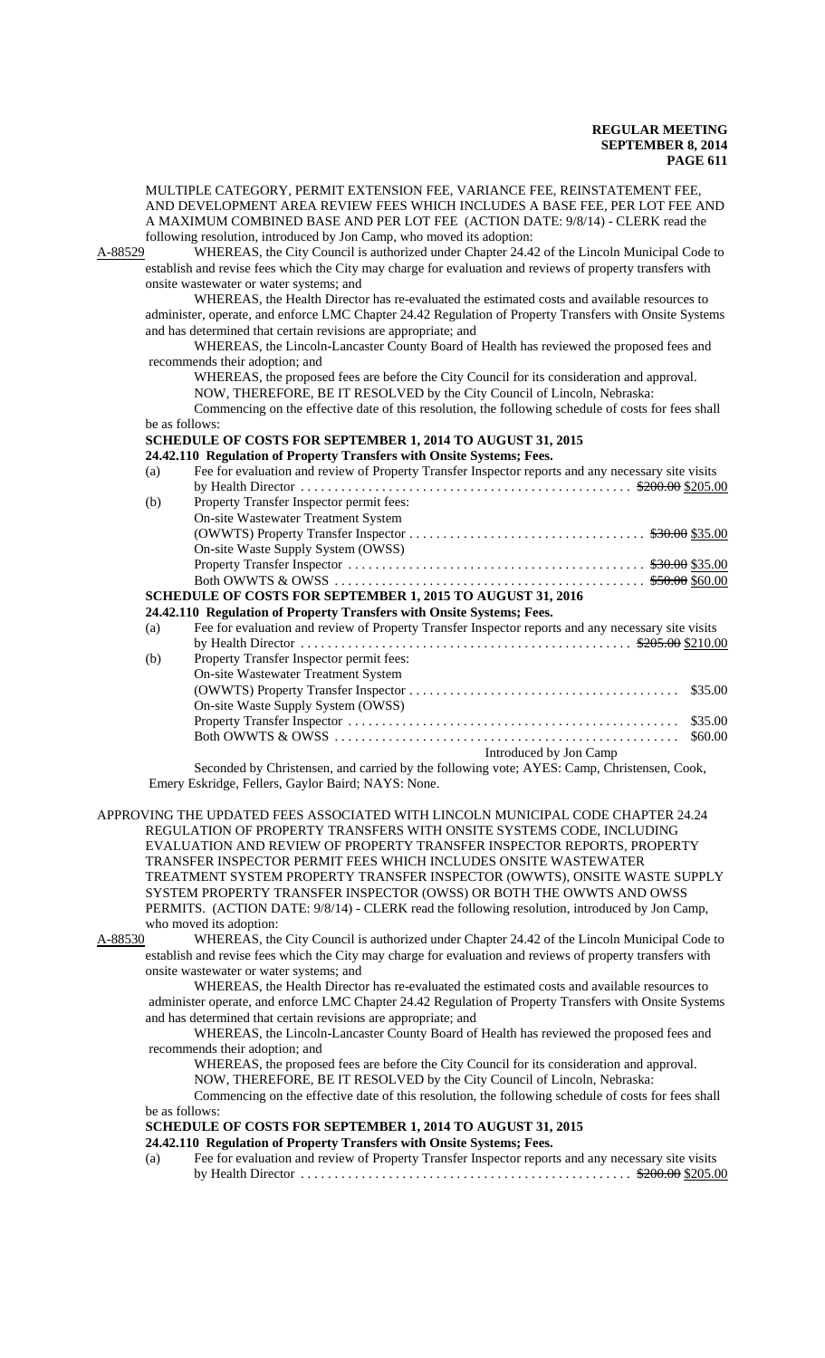MULTIPLE CATEGORY, PERMIT EXTENSION FEE, VARIANCE FEE, REINSTATEMENT FEE, AND DEVELOPMENT AREA REVIEW FEES WHICH INCLUDES A BASE FEE, PER LOT FEE AND A MAXIMUM COMBINED BASE AND PER LOT FEE (ACTION DATE: 9/8/14) - CLERK read the following resolution, introduced by Jon Camp, who moved its adoption:

A-88529 WHEREAS, the City Council is authorized under Chapter 24.42 of the Lincoln Municipal Code to establish and revise fees which the City may charge for evaluation and reviews of property transfers with onsite wastewater or water systems; and

WHEREAS, the Health Director has re-evaluated the estimated costs and available resources to administer, operate, and enforce LMC Chapter 24.42 Regulation of Property Transfers with Onsite Systems and has determined that certain revisions are appropriate; and

WHEREAS, the Lincoln-Lancaster County Board of Health has reviewed the proposed fees and recommends their adoption; and

WHEREAS, the proposed fees are before the City Council for its consideration and approval.

NOW, THEREFORE, BE IT RESOLVED by the City Council of Lincoln, Nebraska:

Commencing on the effective date of this resolution, the following schedule of costs for fees shall be as follows:

**SCHEDULE OF COSTS FOR SEPTEMBER 1, 2014 TO AUGUST 31, 2015**

**24.42.110 Regulation of Property Transfers with Onsite Systems; Fees.**

(a) Fee for evaluation and review of Property Transfer Inspector reports and any necessary site visits by Health Director . . . . . . . . . . . . . . . . . . . . . . . . . . . . . . . . . . . . . . . . . . . . . . . . ~~$200.00~~ $205.00

(b) Property Transfer Inspector permit fees:
On-site Wastewater Treatment System
(OWWTS) Property Transfer Inspector . . . . . . . . . . . . . . . . . . . . . . . . . . . . . . . . . . ~~$30.00~~ $35.00
On-site Waste Supply System (OWSS)
Property Transfer Inspector . . . . . . . . . . . . . . . . . . . . . . . . . . . . . . . . . . . . . . . . . . . ~~$30.00~~ $35.00
Both OWWTS & OWSS . . . . . . . . . . . . . . . . . . . . . . . . . . . . . . . . . . . . . . . . . . . . . ~~$50.00~~ $60.00

**SCHEDULE OF COSTS FOR SEPTEMBER 1, 2015 TO AUGUST 31, 2016**

**24.42.110 Regulation of Property Transfers with Onsite Systems; Fees.**

(a) Fee for evaluation and review of Property Transfer Inspector reports and any necessary site visits by Health Director . . . . . . . . . . . . . . . . . . . . . . . . . . . . . . . . . . . . . . . . . . . . . . . . ~~$205.00~~ $210.00

(b) Property Transfer Inspector permit fees:
On-site Wastewater Treatment System
(OWWTS) Property Transfer Inspector . . . . . . . . . . . . . . . . . . . . . . . . . . . . . . . . . . . . . . $35.00
On-site Waste Supply System (OWSS)
Property Transfer Inspector . . . . . . . . . . . . . . . . . . . . . . . . . . . . . . . . . . . . . . . . . . . . . . . $35.00
Both OWWTS & OWSS . . . . . . . . . . . . . . . . . . . . . . . . . . . . . . . . . . . . . . . . . . . . . . . . . $60.00

Introduced by Jon Camp

Seconded by Christensen, and carried by the following vote; AYES: Camp, Christensen, Cook, Emery Eskridge, Fellers, Gaylor Baird; NAYS: None.

APPROVING THE UPDATED FEES ASSOCIATED WITH LINCOLN MUNICIPAL CODE CHAPTER 24.24 REGULATION OF PROPERTY TRANSFERS WITH ONSITE SYSTEMS CODE, INCLUDING EVALUATION AND REVIEW OF PROPERTY TRANSFER INSPECTOR REPORTS, PROPERTY TRANSFER INSPECTOR PERMIT FEES WHICH INCLUDES ONSITE WASTEWATER TREATMENT SYSTEM PROPERTY TRANSFER INSPECTOR (OWWTS), ONSITE WASTE SUPPLY SYSTEM PROPERTY TRANSFER INSPECTOR (OWSS) OR BOTH THE OWWTS AND OWSS PERMITS. (ACTION DATE: 9/8/14) - CLERK read the following resolution, introduced by Jon Camp, who moved its adoption:

A-88530 WHEREAS, the City Council is authorized under Chapter 24.42 of the Lincoln Municipal Code to establish and revise fees which the City may charge for evaluation and reviews of property transfers with onsite wastewater or water systems; and

WHEREAS, the Health Director has re-evaluated the estimated costs and available resources to administer operate, and enforce LMC Chapter 24.42 Regulation of Property Transfers with Onsite Systems and has determined that certain revisions are appropriate; and

WHEREAS, the Lincoln-Lancaster County Board of Health has reviewed the proposed fees and recommends their adoption; and

WHEREAS, the proposed fees are before the City Council for its consideration and approval.

NOW, THEREFORE, BE IT RESOLVED by the City Council of Lincoln, Nebraska:

Commencing on the effective date of this resolution, the following schedule of costs for fees shall be as follows:

**SCHEDULE OF COSTS FOR SEPTEMBER 1, 2014 TO AUGUST 31, 2015**

**24.42.110 Regulation of Property Transfers with Onsite Systems; Fees.**

(a) Fee for evaluation and review of Property Transfer Inspector reports and any necessary site visits by Health Director . . . . . . . . . . . . . . . . . . . . . . . . . . . . . . . . . . . . . . . . . . . . . . . . ~~$200.00~~ $205.00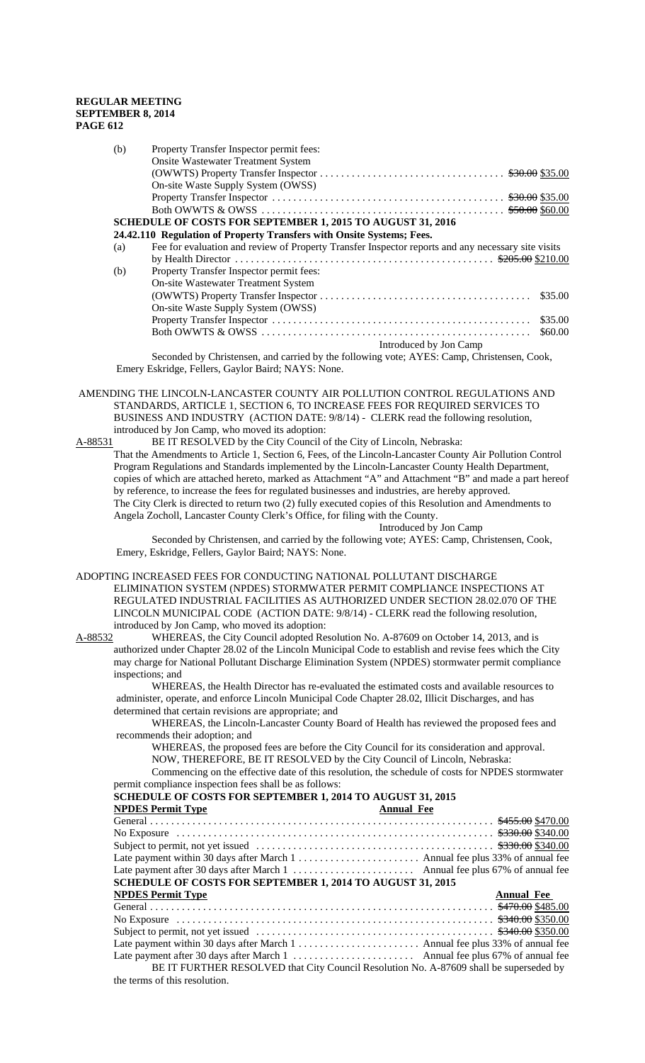(b) Property Transfer Inspector permit fees:

Onsite Wastewater Treatment System

(OWWTS) Property Transfer Inspector .................................. ~~$30.00~~ $35.00

On-site Waste Supply System (OWSS)

Property Transfer Inspector ........................................... ~~$30.00~~ $35.00

Both OWWTS & OWSS ............................................. ~~$50.00~~ $60.00

**SCHEDULE OF COSTS FOR SEPTEMBER 1, 2015 TO AUGUST 31, 2016**

**24.42.110 Regulation of Property Transfers with Onsite Systems; Fees.**

(a) Fee for evaluation and review of Property Transfer Inspector reports and any necessary site visits by Health Director ............................................... ~~$205.00~~ $210.00

(b) Property Transfer Inspector permit fees:

On-site Wastewater Treatment System

(OWWTS) Property Transfer Inspector ....................................... $35.00

On-site Waste Supply System (OWSS)

Property Transfer Inspector ............................................... $35.00

Both OWWTS & OWSS .................................................. $60.00

Introduced by Jon Camp

Seconded by Christensen, and carried by the following vote; AYES: Camp, Christensen, Cook, Emery Eskridge, Fellers, Gaylor Baird; NAYS: None.

AMENDING THE LINCOLN-LANCASTER COUNTY AIR POLLUTION CONTROL REGULATIONS AND STANDARDS, ARTICLE 1, SECTION 6, TO INCREASE FEES FOR REQUIRED SERVICES TO BUSINESS AND INDUSTRY (ACTION DATE: 9/8/14) - CLERK read the following resolution, introduced by Jon Camp, who moved its adoption:

A-88531 BE IT RESOLVED by the City Council of the City of Lincoln, Nebraska:

That the Amendments to Article 1, Section 6, Fees, of the Lincoln-Lancaster County Air Pollution Control Program Regulations and Standards implemented by the Lincoln-Lancaster County Health Department, copies of which are attached hereto, marked as Attachment "A" and Attachment "B" and made a part hereof by reference, to increase the fees for regulated businesses and industries, are hereby approved.

The City Clerk is directed to return two (2) fully executed copies of this Resolution and Amendments to Angela Zocholl, Lancaster County Clerk's Office, for filing with the County.

Introduced by Jon Camp

Seconded by Christensen, and carried by the following vote; AYES: Camp, Christensen, Cook, Emery, Eskridge, Fellers, Gaylor Baird; NAYS: None.

ADOPTING INCREASED FEES FOR CONDUCTING NATIONAL POLLUTANT DISCHARGE ELIMINATION SYSTEM (NPDES) STORMWATER PERMIT COMPLIANCE INSPECTIONS AT REGULATED INDUSTRIAL FACILITIES AS AUTHORIZED UNDER SECTION 28.02.070 OF THE LINCOLN MUNICIPAL CODE (ACTION DATE: 9/8/14) - CLERK read the following resolution, introduced by Jon Camp, who moved its adoption:

A-88532 WHEREAS, the City Council adopted Resolution No. A-87609 on October 14, 2013, and is authorized under Chapter 28.02 of the Lincoln Municipal Code to establish and revise fees which the City may charge for National Pollutant Discharge Elimination System (NPDES) stormwater permit compliance inspections; and

WHEREAS, the Health Director has re-evaluated the estimated costs and available resources to administer, operate, and enforce Lincoln Municipal Code Chapter 28.02, Illicit Discharges, and has determined that certain revisions are appropriate; and

WHEREAS, the Lincoln-Lancaster County Board of Health has reviewed the proposed fees and recommends their adoption; and

WHEREAS, the proposed fees are before the City Council for its consideration and approval.

NOW, THEREFORE, BE IT RESOLVED by the City Council of Lincoln, Nebraska:

Commencing on the effective date of this resolution, the schedule of costs for NPDES stormwater permit compliance inspection fees shall be as follows:

**SCHEDULE OF COSTS FOR SEPTEMBER 1, 2014 TO AUGUST 31, 2015**

| **NPDES Permit Type** | **Annual Fee** |
|---|---|
| General | ~~$455.00~~ $470.00 |
| No Exposure | ~~$330.00~~ $340.00 |
| Subject to permit, not yet issued | ~~$330.00~~ $340.00 |
| Late payment within 30 days after March 1 | Annual fee plus 33% of annual fee |
| Late payment after 30 days after March 1 | Annual fee plus 67% of annual fee |

**SCHEDULE OF COSTS FOR SEPTEMBER 1, 2014 TO AUGUST 31, 2015**

| **NPDES Permit Type** | **Annual Fee** |
|---|---|
| General | ~~$470.00~~ $485.00 |
| No Exposure | ~~$340.00~~ $350.00 |
| Subject to permit, not yet issued | ~~$340.00~~ $350.00 |
| Late payment within 30 days after March 1 | Annual fee plus 33% of annual fee |
| Late payment after 30 days after March 1 | Annual fee plus 67% of annual fee |

BE IT FURTHER RESOLVED that City Council Resolution No. A-87609 shall be superseded by the terms of this resolution.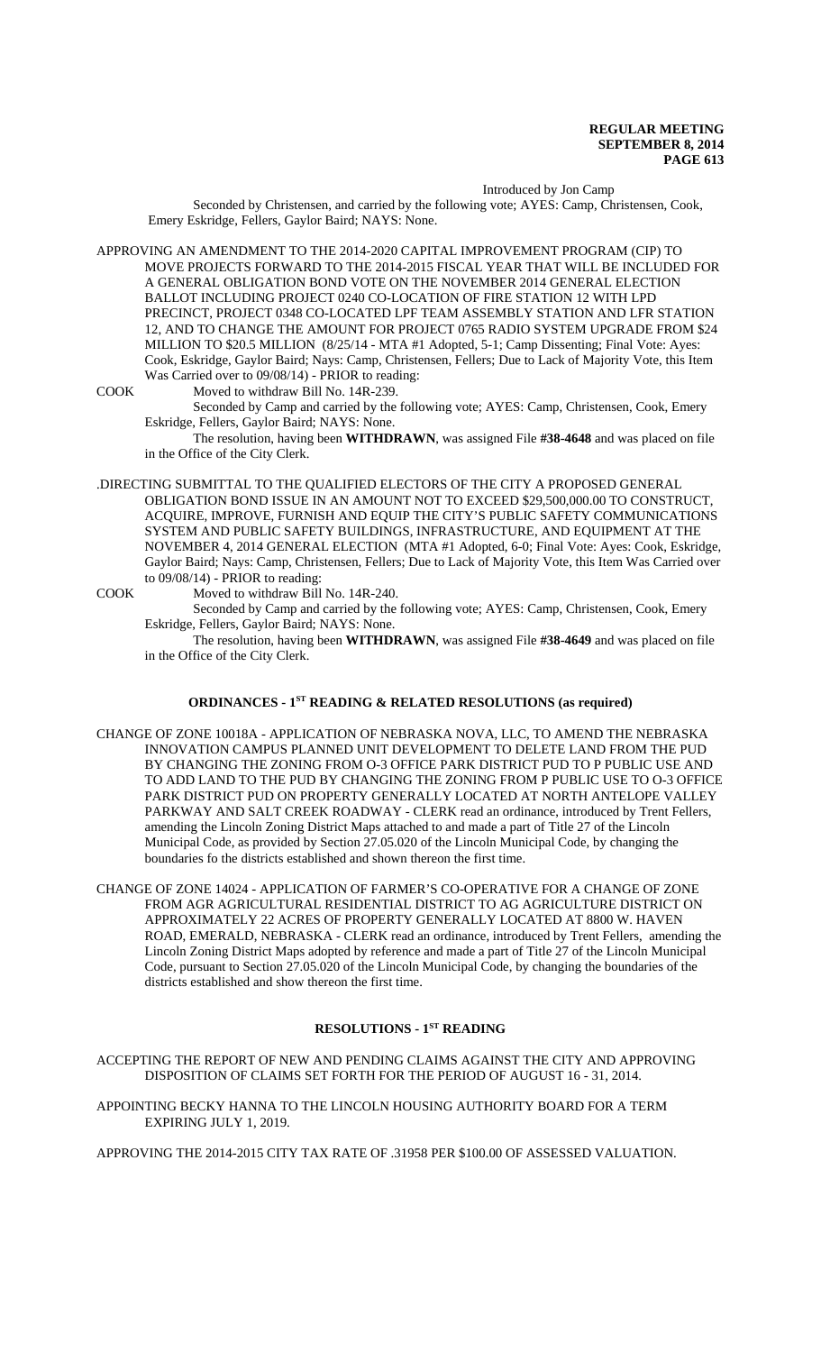Introduced by Jon Camp

Seconded by Christensen, and carried by the following vote; AYES: Camp, Christensen, Cook, Emery Eskridge, Fellers, Gaylor Baird; NAYS: None.

APPROVING AN AMENDMENT TO THE 2014-2020 CAPITAL IMPROVEMENT PROGRAM (CIP) TO MOVE PROJECTS FORWARD TO THE 2014-2015 FISCAL YEAR THAT WILL BE INCLUDED FOR A GENERAL OBLIGATION BOND VOTE ON THE NOVEMBER 2014 GENERAL ELECTION BALLOT INCLUDING PROJECT 0240 CO-LOCATION OF FIRE STATION 12 WITH LPD PRECINCT, PROJECT 0348 CO-LOCATED LPF TEAM ASSEMBLY STATION AND LFR STATION 12, AND TO CHANGE THE AMOUNT FOR PROJECT 0765 RADIO SYSTEM UPGRADE FROM $24 MILLION TO $20.5 MILLION (8/25/14 - MTA #1 Adopted, 5-1; Camp Dissenting; Final Vote: Ayes: Cook, Eskridge, Gaylor Baird; Nays: Camp, Christensen, Fellers; Due to Lack of Majority Vote, this Item Was Carried over to 09/08/14) - PRIOR to reading:

COOK Moved to withdraw Bill No. 14R-239.

Seconded by Camp and carried by the following vote; AYES: Camp, Christensen, Cook, Emery Eskridge, Fellers, Gaylor Baird; NAYS: None.

The resolution, having been **WITHDRAWN**, was assigned File **#38-4648** and was placed on file in the Office of the City Clerk.

.DIRECTING SUBMITTAL TO THE QUALIFIED ELECTORS OF THE CITY A PROPOSED GENERAL OBLIGATION BOND ISSUE IN AN AMOUNT NOT TO EXCEED $29,500,000.00 TO CONSTRUCT, ACQUIRE, IMPROVE, FURNISH AND EQUIP THE CITY'S PUBLIC SAFETY COMMUNICATIONS SYSTEM AND PUBLIC SAFETY BUILDINGS, INFRASTRUCTURE, AND EQUIPMENT AT THE NOVEMBER 4, 2014 GENERAL ELECTION (MTA #1 Adopted, 6-0; Final Vote: Ayes: Cook, Eskridge, Gaylor Baird; Nays: Camp, Christensen, Fellers; Due to Lack of Majority Vote, this Item Was Carried over to 09/08/14) - PRIOR to reading:

COOK Moved to withdraw Bill No. 14R-240.

Seconded by Camp and carried by the following vote; AYES: Camp, Christensen, Cook, Emery Eskridge, Fellers, Gaylor Baird; NAYS: None.

The resolution, having been **WITHDRAWN**, was assigned File **#38-4649** and was placed on file in the Office of the City Clerk.

## ORDINANCES - 1ST READING & RELATED RESOLUTIONS (as required)

CHANGE OF ZONE 10018A - APPLICATION OF NEBRASKA NOVA, LLC, TO AMEND THE NEBRASKA INNOVATION CAMPUS PLANNED UNIT DEVELOPMENT TO DELETE LAND FROM THE PUD BY CHANGING THE ZONING FROM O-3 OFFICE PARK DISTRICT PUD TO P PUBLIC USE AND TO ADD LAND TO THE PUD BY CHANGING THE ZONING FROM P PUBLIC USE TO O-3 OFFICE PARK DISTRICT PUD ON PROPERTY GENERALLY LOCATED AT NORTH ANTELOPE VALLEY PARKWAY AND SALT CREEK ROADWAY - CLERK read an ordinance, introduced by Trent Fellers, amending the Lincoln Zoning District Maps attached to and made a part of Title 27 of the Lincoln Municipal Code, as provided by Section 27.05.020 of the Lincoln Municipal Code, by changing the boundaries fo the districts established and shown thereon the first time.

CHANGE OF ZONE 14024 - APPLICATION OF FARMER'S CO-OPERATIVE FOR A CHANGE OF ZONE FROM AGR AGRICULTURAL RESIDENTIAL DISTRICT TO AG AGRICULTURE DISTRICT ON APPROXIMATELY 22 ACRES OF PROPERTY GENERALLY LOCATED AT 8800 W. HAVEN ROAD, EMERALD, NEBRASKA - CLERK read an ordinance, introduced by Trent Fellers, amending the Lincoln Zoning District Maps adopted by reference and made a part of Title 27 of the Lincoln Municipal Code, pursuant to Section 27.05.020 of the Lincoln Municipal Code, by changing the boundaries of the districts established and show thereon the first time.

## RESOLUTIONS - 1ST READING

ACCEPTING THE REPORT OF NEW AND PENDING CLAIMS AGAINST THE CITY AND APPROVING DISPOSITION OF CLAIMS SET FORTH FOR THE PERIOD OF AUGUST 16 - 31, 2014.

APPOINTING BECKY HANNA TO THE LINCOLN HOUSING AUTHORITY BOARD FOR A TERM EXPIRING JULY 1, 2019.

APPROVING THE 2014-2015 CITY TAX RATE OF .31958 PER $100.00 OF ASSESSED VALUATION.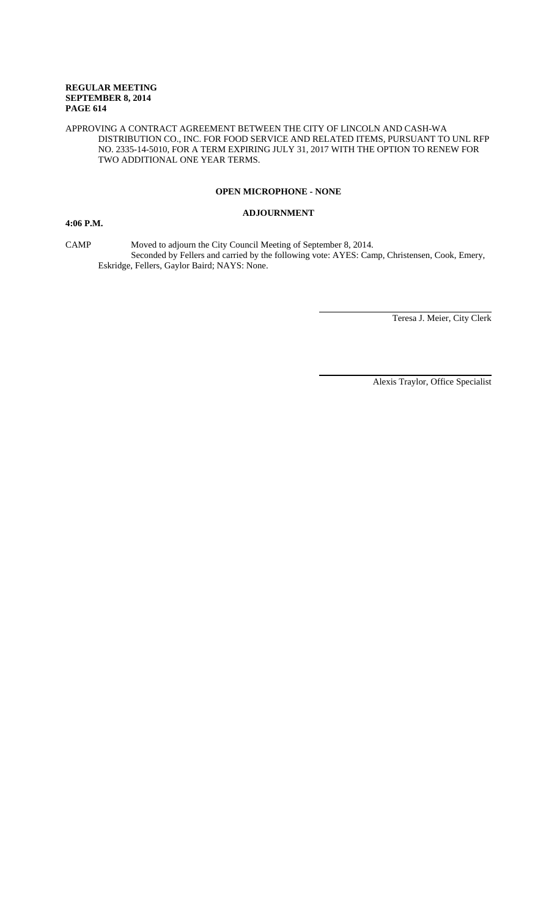APPROVING A CONTRACT AGREEMENT BETWEEN THE CITY OF LINCOLN AND CASH-WA DISTRIBUTION CO., INC. FOR FOOD SERVICE AND RELATED ITEMS, PURSUANT TO UNL RFP NO. 2335-14-5010, FOR A TERM EXPIRING JULY 31, 2017 WITH THE OPTION TO RENEW FOR TWO ADDITIONAL ONE YEAR TERMS.

**OPEN MICROPHONE - NONE**

**ADJOURNMENT**

**4:06 P.M.**

CAMP Moved to adjourn the City Council Meeting of September 8, 2014.
Seconded by Fellers and carried by the following vote: AYES: Camp, Christensen, Cook, Emery, Eskridge, Fellers, Gaylor Baird; NAYS: None.

Teresa J. Meier, City Clerk

Alexis Traylor, Office Specialist